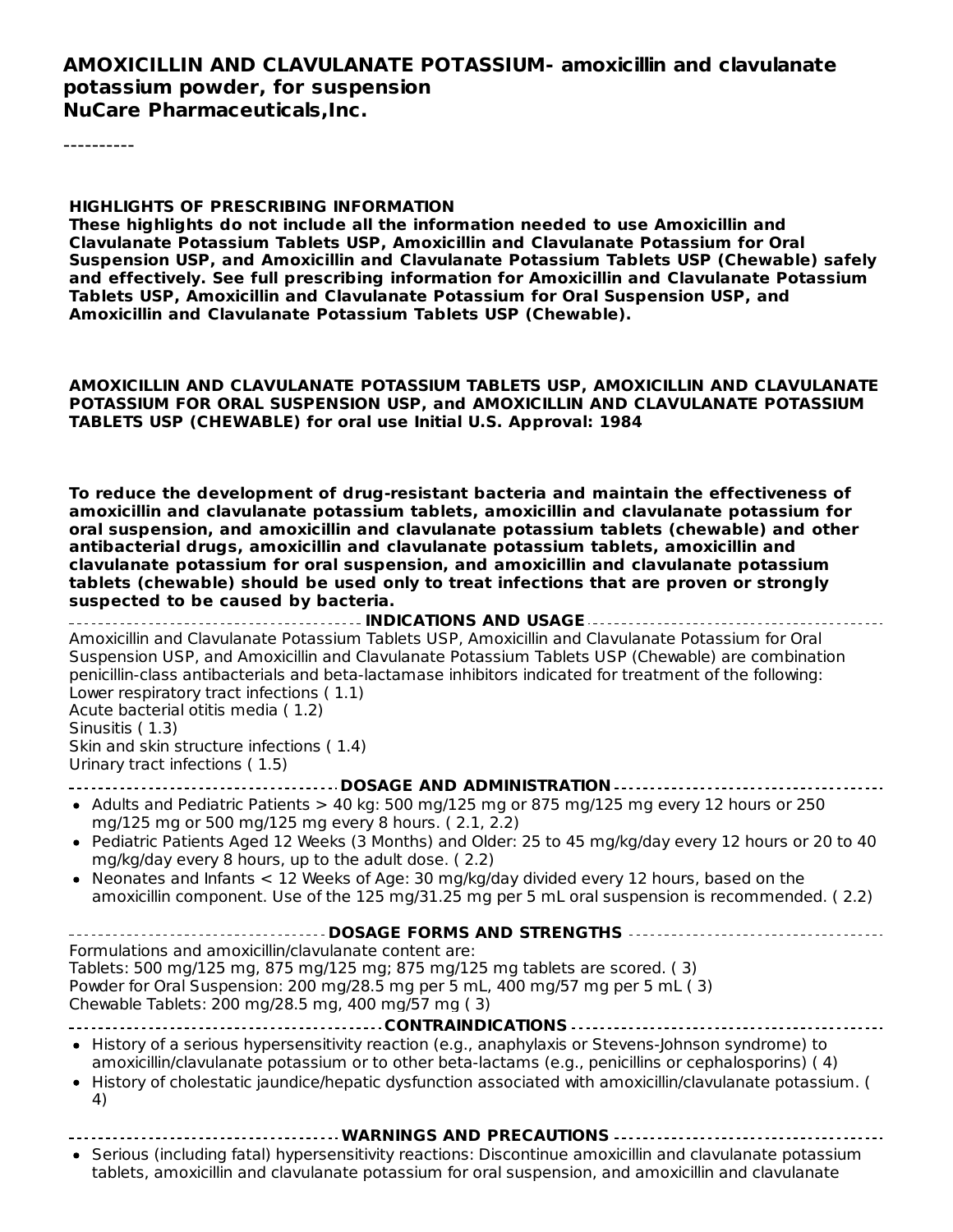# AMOXICILLIN AND CLAVULANATE POTASSIUM- amoxicillin and clavulanate potassium powder, for suspension
**NuCare Pharmaceuticals,Inc.**

----------

**HIGHLIGHTS OF PRESCRIBING INFORMATION**
**These highlights do not include all the information needed to use Amoxicillin and Clavulanate Potassium Tablets USP, Amoxicillin and Clavulanate Potassium for Oral Suspension USP, and Amoxicillin and Clavulanate Potassium Tablets USP (Chewable) safely and effectively. See full prescribing information for Amoxicillin and Clavulanate Potassium Tablets USP, Amoxicillin and Clavulanate Potassium for Oral Suspension USP, and Amoxicillin and Clavulanate Potassium Tablets USP (Chewable).**

**AMOXICILLIN AND CLAVULANATE POTASSIUM TABLETS USP, AMOXICILLIN AND CLAVULANATE POTASSIUM FOR ORAL SUSPENSION USP, and AMOXICILLIN AND CLAVULANATE POTASSIUM TABLETS USP (CHEWABLE) for oral use Initial U.S. Approval: 1984**

**To reduce the development of drug-resistant bacteria and maintain the effectiveness of amoxicillin and clavulanate potassium tablets, amoxicillin and clavulanate potassium for oral suspension, and amoxicillin and clavulanate potassium tablets (chewable) and other antibacterial drugs, amoxicillin and clavulanate potassium tablets, amoxicillin and clavulanate potassium for oral suspension, and amoxicillin and clavulanate potassium tablets (chewable) should be used only to treat infections that are proven or strongly suspected to be caused by bacteria.**

## INDICATIONS AND USAGE

Amoxicillin and Clavulanate Potassium Tablets USP, Amoxicillin and Clavulanate Potassium for Oral Suspension USP, and Amoxicillin and Clavulanate Potassium Tablets USP (Chewable) are combination penicillin-class antibacterials and beta-lactamase inhibitors indicated for treatment of the following:
Lower respiratory tract infections ( 1.1)
Acute bacterial otitis media ( 1.2)
Sinusitis ( 1.3)
Skin and skin structure infections ( 1.4)
Urinary tract infections ( 1.5)

## DOSAGE AND ADMINISTRATION

- Adults and Pediatric Patients > 40 kg: 500 mg/125 mg or 875 mg/125 mg every 12 hours or 250 mg/125 mg or 500 mg/125 mg every 8 hours. ( 2.1, 2.2)
- Pediatric Patients Aged 12 Weeks (3 Months) and Older: 25 to 45 mg/kg/day every 12 hours or 20 to 40 mg/kg/day every 8 hours, up to the adult dose. ( 2.2)
- Neonates and Infants < 12 Weeks of Age: 30 mg/kg/day divided every 12 hours, based on the amoxicillin component. Use of the 125 mg/31.25 mg per 5 mL oral suspension is recommended. ( 2.2)

## DOSAGE FORMS AND STRENGTHS

Formulations and amoxicillin/clavulanate content are:
Tablets: 500 mg/125 mg, 875 mg/125 mg; 875 mg/125 mg tablets are scored. ( 3)
Powder for Oral Suspension: 200 mg/28.5 mg per 5 mL, 400 mg/57 mg per 5 mL ( 3)
Chewable Tablets: 200 mg/28.5 mg, 400 mg/57 mg ( 3)

## CONTRAINDICATIONS

- History of a serious hypersensitivity reaction (e.g., anaphylaxis or Stevens-Johnson syndrome) to amoxicillin/clavulanate potassium or to other beta-lactams (e.g., penicillins or cephalosporins) ( 4)
- History of cholestatic jaundice/hepatic dysfunction associated with amoxicillin/clavulanate potassium. ( 4)

## WARNINGS AND PRECAUTIONS

- Serious (including fatal) hypersensitivity reactions: Discontinue amoxicillin and clavulanate potassium tablets, amoxicillin and clavulanate potassium for oral suspension, and amoxicillin and clavulanate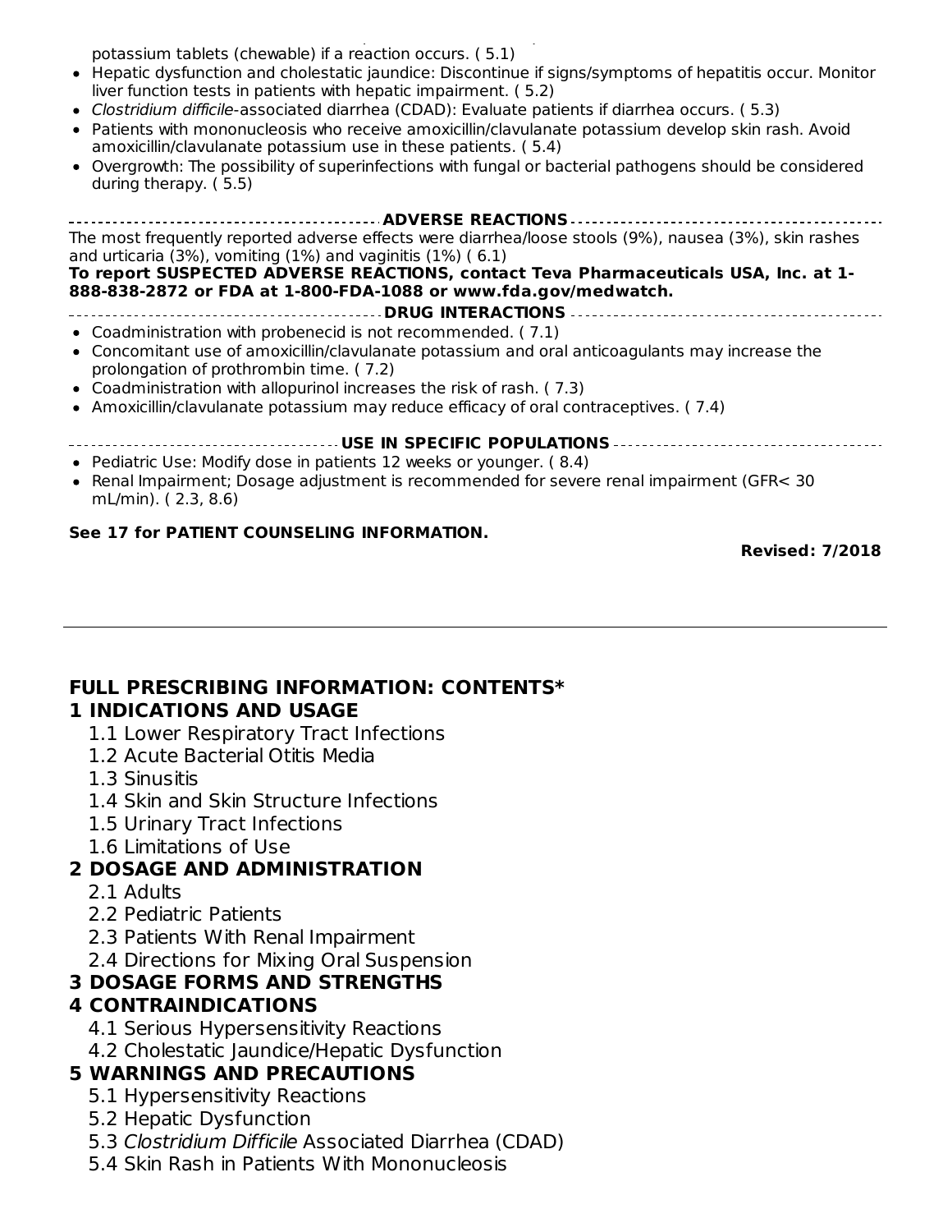potassium tablets (chewable) if a reaction occurs. ( 5.1)

- Hepatic dysfunction and cholestatic jaundice: Discontinue if signs/symptoms of hepatitis occur. Monitor liver function tests in patients with hepatic impairment. ( 5.2)
- *Clostridium difficile*-associated diarrhea (CDAD): Evaluate patients if diarrhea occurs. ( 5.3)
- Patients with mononucleosis who receive amoxicillin/clavulanate potassium develop skin rash. Avoid amoxicillin/clavulanate potassium use in these patients. ( 5.4)
- Overgrowth: The possibility of superinfections with fungal or bacterial pathogens should be considered during therapy. ( 5.5)

**ADVERSE REACTIONS**

The most frequently reported adverse effects were diarrhea/loose stools (9%), nausea (3%), skin rashes and urticaria (3%), vomiting (1%) and vaginitis (1%) ( 6.1)

**To report SUSPECTED ADVERSE REACTIONS, contact Teva Pharmaceuticals USA, Inc. at 1-888-838-2872 or FDA at 1-800-FDA-1088 or www.fda.gov/medwatch.**

**DRUG INTERACTIONS**

- Coadministration with probenecid is not recommended. ( 7.1)
- Concomitant use of amoxicillin/clavulanate potassium and oral anticoagulants may increase the prolongation of prothrombin time. ( 7.2)
- Coadministration with allopurinol increases the risk of rash. ( 7.3)
- Amoxicillin/clavulanate potassium may reduce efficacy of oral contraceptives. ( 7.4)

**USE IN SPECIFIC POPULATIONS**

- Pediatric Use: Modify dose in patients 12 weeks or younger. ( 8.4)
- Renal Impairment; Dosage adjustment is recommended for severe renal impairment (GFR< 30 mL/min). ( 2.3, 8.6)

**See 17 for PATIENT COUNSELING INFORMATION.**

**Revised: 7/2018**

## FULL PRESCRIBING INFORMATION: CONTENTS*

**1 INDICATIONS AND USAGE**

- 1.1 Lower Respiratory Tract Infections
- 1.2 Acute Bacterial Otitis Media
- 1.3 Sinusitis
- 1.4 Skin and Skin Structure Infections
- 1.5 Urinary Tract Infections
- 1.6 Limitations of Use

**2 DOSAGE AND ADMINISTRATION**

- 2.1 Adults
- 2.2 Pediatric Patients
- 2.3 Patients With Renal Impairment
- 2.4 Directions for Mixing Oral Suspension

**3 DOSAGE FORMS AND STRENGTHS**

**4 CONTRAINDICATIONS**

- 4.1 Serious Hypersensitivity Reactions
- 4.2 Cholestatic Jaundice/Hepatic Dysfunction

**5 WARNINGS AND PRECAUTIONS**

- 5.1 Hypersensitivity Reactions
- 5.2 Hepatic Dysfunction
- 5.3 *Clostridium Difficile* Associated Diarrhea (CDAD)
- 5.4 Skin Rash in Patients With Mononucleosis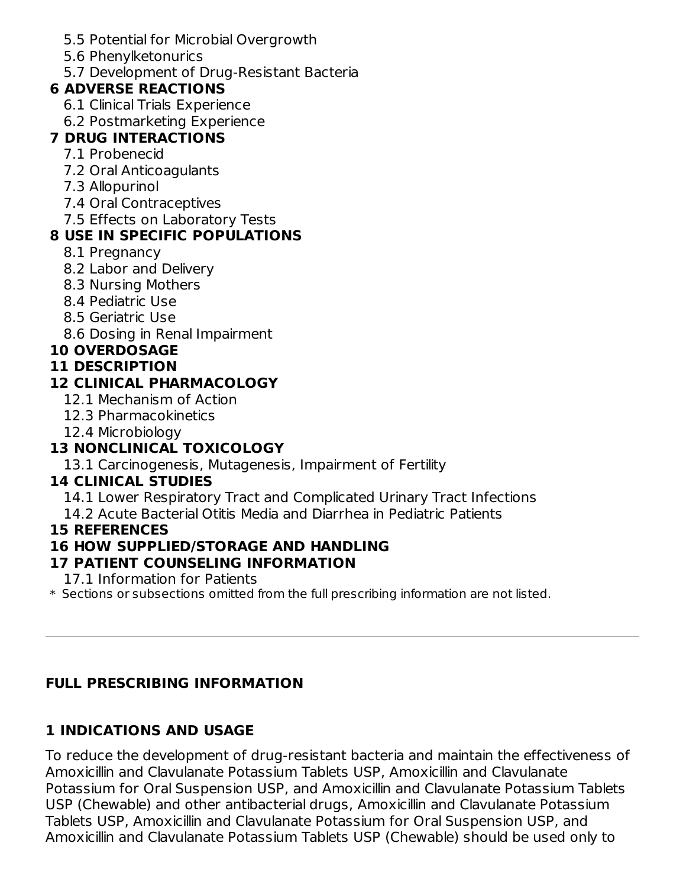5.5 Potential for Microbial Overgrowth
5.6 Phenylketonurics
5.7 Development of Drug-Resistant Bacteria

**6 ADVERSE REACTIONS**

6.1 Clinical Trials Experience
6.2 Postmarketing Experience

**7 DRUG INTERACTIONS**

7.1 Probenecid
7.2 Oral Anticoagulants
7.3 Allopurinol
7.4 Oral Contraceptives
7.5 Effects on Laboratory Tests

**8 USE IN SPECIFIC POPULATIONS**

8.1 Pregnancy
8.2 Labor and Delivery
8.3 Nursing Mothers
8.4 Pediatric Use
8.5 Geriatric Use
8.6 Dosing in Renal Impairment

**10 OVERDOSAGE**

**11 DESCRIPTION**

**12 CLINICAL PHARMACOLOGY**

12.1 Mechanism of Action
12.3 Pharmacokinetics
12.4 Microbiology

**13 NONCLINICAL TOXICOLOGY**

13.1 Carcinogenesis, Mutagenesis, Impairment of Fertility

**14 CLINICAL STUDIES**

14.1 Lower Respiratory Tract and Complicated Urinary Tract Infections
14.2 Acute Bacterial Otitis Media and Diarrhea in Pediatric Patients

**15 REFERENCES**

**16 HOW SUPPLIED/STORAGE AND HANDLING**

**17 PATIENT COUNSELING INFORMATION**

17.1 Information for Patients

* Sections or subsections omitted from the full prescribing information are not listed.

---

## FULL PRESCRIBING INFORMATION

## 1 INDICATIONS AND USAGE

To reduce the development of drug-resistant bacteria and maintain the effectiveness of Amoxicillin and Clavulanate Potassium Tablets USP, Amoxicillin and Clavulanate Potassium for Oral Suspension USP, and Amoxicillin and Clavulanate Potassium Tablets USP (Chewable) and other antibacterial drugs, Amoxicillin and Clavulanate Potassium Tablets USP, Amoxicillin and Clavulanate Potassium for Oral Suspension USP, and Amoxicillin and Clavulanate Potassium Tablets USP (Chewable) should be used only to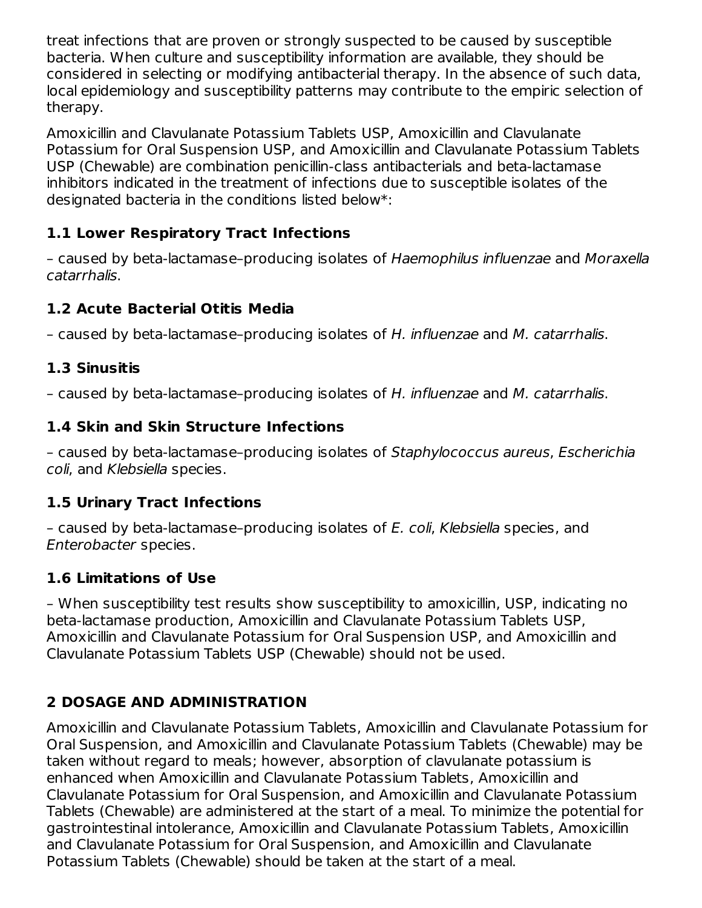treat infections that are proven or strongly suspected to be caused by susceptible bacteria. When culture and susceptibility information are available, they should be considered in selecting or modifying antibacterial therapy. In the absence of such data, local epidemiology and susceptibility patterns may contribute to the empiric selection of therapy.

Amoxicillin and Clavulanate Potassium Tablets USP, Amoxicillin and Clavulanate Potassium for Oral Suspension USP, and Amoxicillin and Clavulanate Potassium Tablets USP (Chewable) are combination penicillin-class antibacterials and beta-lactamase inhibitors indicated in the treatment of infections due to susceptible isolates of the designated bacteria in the conditions listed below*:

### 1.1 Lower Respiratory Tract Infections

– caused by beta-lactamase–producing isolates of *Haemophilus influenzae* and *Moraxella catarrhalis*.

### 1.2 Acute Bacterial Otitis Media

– caused by beta-lactamase–producing isolates of *H. influenzae* and *M. catarrhalis*.

### 1.3 Sinusitis

– caused by beta-lactamase–producing isolates of *H. influenzae* and *M. catarrhalis*.

### 1.4 Skin and Skin Structure Infections

– caused by beta-lactamase–producing isolates of *Staphylococcus aureus*, *Escherichia coli*, and *Klebsiella* species.

### 1.5 Urinary Tract Infections

– caused by beta-lactamase–producing isolates of *E. coli*, *Klebsiella* species, and *Enterobacter* species.

### 1.6 Limitations of Use

– When susceptibility test results show susceptibility to amoxicillin, USP, indicating no beta-lactamase production, Amoxicillin and Clavulanate Potassium Tablets USP, Amoxicillin and Clavulanate Potassium for Oral Suspension USP, and Amoxicillin and Clavulanate Potassium Tablets USP (Chewable) should not be used.

## 2 DOSAGE AND ADMINISTRATION

Amoxicillin and Clavulanate Potassium Tablets, Amoxicillin and Clavulanate Potassium for Oral Suspension, and Amoxicillin and Clavulanate Potassium Tablets (Chewable) may be taken without regard to meals; however, absorption of clavulanate potassium is enhanced when Amoxicillin and Clavulanate Potassium Tablets, Amoxicillin and Clavulanate Potassium for Oral Suspension, and Amoxicillin and Clavulanate Potassium Tablets (Chewable) are administered at the start of a meal. To minimize the potential for gastrointestinal intolerance, Amoxicillin and Clavulanate Potassium Tablets, Amoxicillin and Clavulanate Potassium for Oral Suspension, and Amoxicillin and Clavulanate Potassium Tablets (Chewable) should be taken at the start of a meal.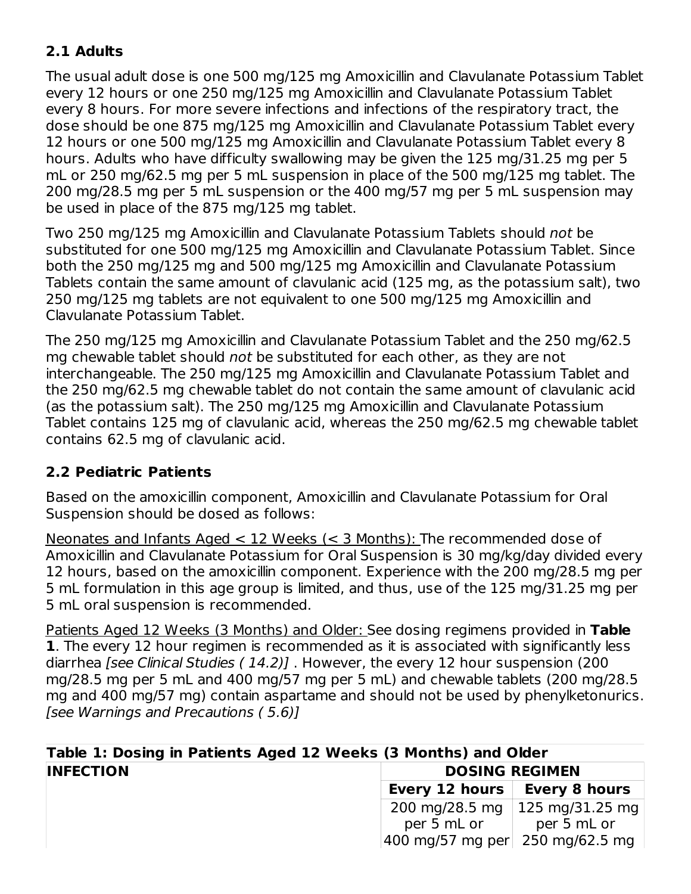## 2.1 Adults

The usual adult dose is one 500 mg/125 mg Amoxicillin and Clavulanate Potassium Tablet every 12 hours or one 250 mg/125 mg Amoxicillin and Clavulanate Potassium Tablet every 8 hours. For more severe infections and infections of the respiratory tract, the dose should be one 875 mg/125 mg Amoxicillin and Clavulanate Potassium Tablet every 12 hours or one 500 mg/125 mg Amoxicillin and Clavulanate Potassium Tablet every 8 hours. Adults who have difficulty swallowing may be given the 125 mg/31.25 mg per 5 mL or 250 mg/62.5 mg per 5 mL suspension in place of the 500 mg/125 mg tablet. The 200 mg/28.5 mg per 5 mL suspension or the 400 mg/57 mg per 5 mL suspension may be used in place of the 875 mg/125 mg tablet.

Two 250 mg/125 mg Amoxicillin and Clavulanate Potassium Tablets should *not* be substituted for one 500 mg/125 mg Amoxicillin and Clavulanate Potassium Tablet. Since both the 250 mg/125 mg and 500 mg/125 mg Amoxicillin and Clavulanate Potassium Tablets contain the same amount of clavulanic acid (125 mg, as the potassium salt), two 250 mg/125 mg tablets are not equivalent to one 500 mg/125 mg Amoxicillin and Clavulanate Potassium Tablet.

The 250 mg/125 mg Amoxicillin and Clavulanate Potassium Tablet and the 250 mg/62.5 mg chewable tablet should *not* be substituted for each other, as they are not interchangeable. The 250 mg/125 mg Amoxicillin and Clavulanate Potassium Tablet and the 250 mg/62.5 mg chewable tablet do not contain the same amount of clavulanic acid (as the potassium salt). The 250 mg/125 mg Amoxicillin and Clavulanate Potassium Tablet contains 125 mg of clavulanic acid, whereas the 250 mg/62.5 mg chewable tablet contains 62.5 mg of clavulanic acid.

## 2.2 Pediatric Patients

Based on the amoxicillin component, Amoxicillin and Clavulanate Potassium for Oral Suspension should be dosed as follows:

Neonates and Infants Aged < 12 Weeks (< 3 Months): The recommended dose of Amoxicillin and Clavulanate Potassium for Oral Suspension is 30 mg/kg/day divided every 12 hours, based on the amoxicillin component. Experience with the 200 mg/28.5 mg per 5 mL formulation in this age group is limited, and thus, use of the 125 mg/31.25 mg per 5 mL oral suspension is recommended.

Patients Aged 12 Weeks (3 Months) and Older: See dosing regimens provided in **Table 1**. The every 12 hour regimen is recommended as it is associated with significantly less diarrhea *[see Clinical Studies ( 14.2)]* . However, the every 12 hour suspension (200 mg/28.5 mg per 5 mL and 400 mg/57 mg per 5 mL) and chewable tablets (200 mg/28.5 mg and 400 mg/57 mg) contain aspartame and should not be used by phenylketonurics. *[see Warnings and Precautions ( 5.6)]*

**Table 1: Dosing in Patients Aged 12 Weeks (3 Months) and Older**

| **INFECTION** | **DOSING REGIMEN** | |
|---|---|---|
| | **Every 12 hours** | **Every 8 hours** |
| | 200 mg/28.5 mg per 5 mL or 400 mg/57 mg per | 125 mg/31.25 mg per 5 mL or 250 mg/62.5 mg |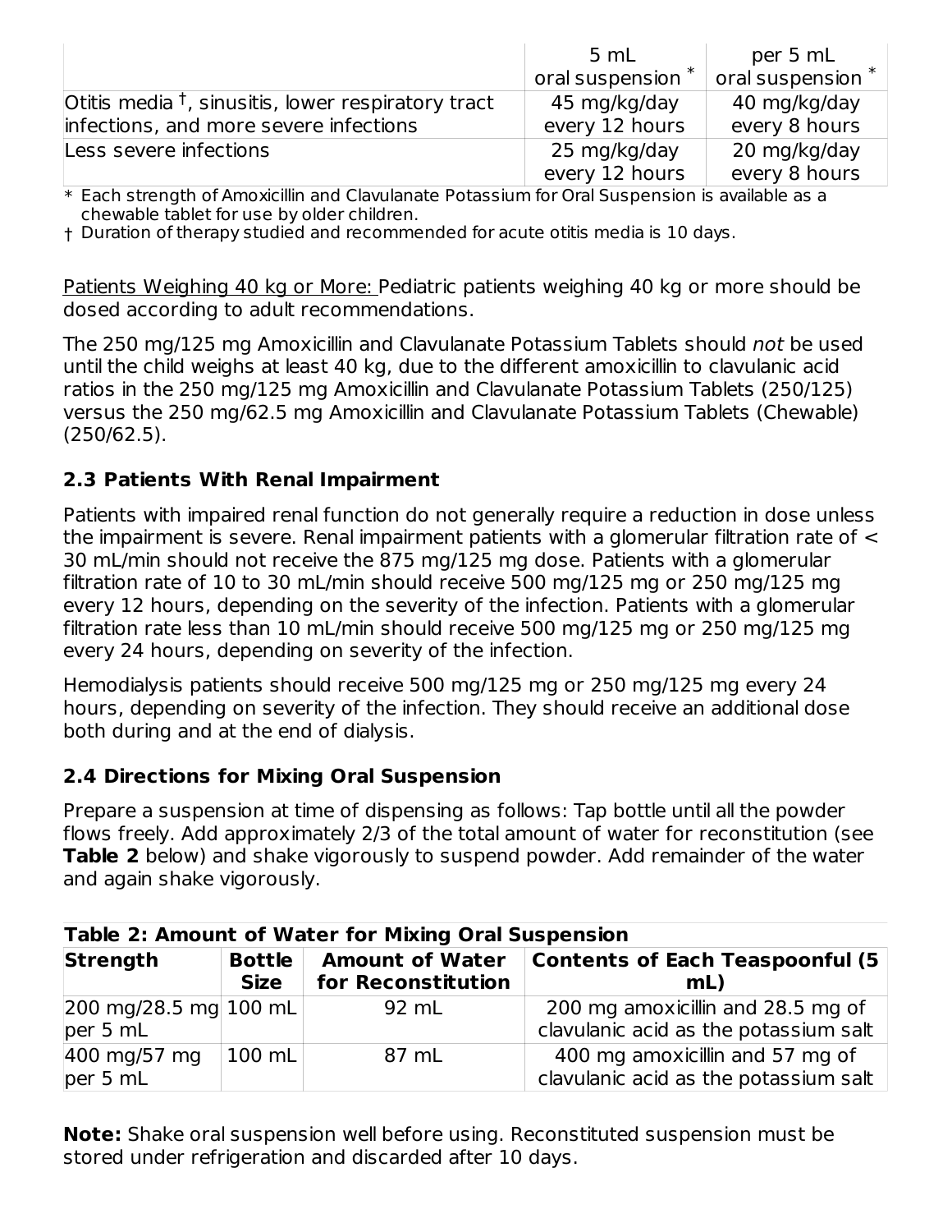| | 5 mL oral suspension * | per 5 mL oral suspension * |
|---|---|---|
| Otitis media †, sinusitis, lower respiratory tract infections, and more severe infections | 45 mg/kg/day every 12 hours | 40 mg/kg/day every 8 hours |
| Less severe infections | 25 mg/kg/day every 12 hours | 20 mg/kg/day every 8 hours |

* Each strength of Amoxicillin and Clavulanate Potassium for Oral Suspension is available as a chewable tablet for use by older children.
† Duration of therapy studied and recommended for acute otitis media is 10 days.

Patients Weighing 40 kg or More: Pediatric patients weighing 40 kg or more should be dosed according to adult recommendations.

The 250 mg/125 mg Amoxicillin and Clavulanate Potassium Tablets should *not* be used until the child weighs at least 40 kg, due to the different amoxicillin to clavulanic acid ratios in the 250 mg/125 mg Amoxicillin and Clavulanate Potassium Tablets (250/125) versus the 250 mg/62.5 mg Amoxicillin and Clavulanate Potassium Tablets (Chewable) (250/62.5).

### 2.3 Patients With Renal Impairment

Patients with impaired renal function do not generally require a reduction in dose unless the impairment is severe. Renal impairment patients with a glomerular filtration rate of < 30 mL/min should not receive the 875 mg/125 mg dose. Patients with a glomerular filtration rate of 10 to 30 mL/min should receive 500 mg/125 mg or 250 mg/125 mg every 12 hours, depending on the severity of the infection. Patients with a glomerular filtration rate less than 10 mL/min should receive 500 mg/125 mg or 250 mg/125 mg every 24 hours, depending on severity of the infection.

Hemodialysis patients should receive 500 mg/125 mg or 250 mg/125 mg every 24 hours, depending on severity of the infection. They should receive an additional dose both during and at the end of dialysis.

### 2.4 Directions for Mixing Oral Suspension

Prepare a suspension at time of dispensing as follows: Tap bottle until all the powder flows freely. Add approximately 2/3 of the total amount of water for reconstitution (see **Table 2** below) and shake vigorously to suspend powder. Add remainder of the water and again shake vigorously.

**Table 2: Amount of Water for Mixing Oral Suspension**

| Strength | Bottle Size | Amount of Water for Reconstitution | Contents of Each Teaspoonful (5 mL) |
|---|---|---|---|
| 200 mg/28.5 mg per 5 mL | 100 mL | 92 mL | 200 mg amoxicillin and 28.5 mg of clavulanic acid as the potassium salt |
| 400 mg/57 mg per 5 mL | 100 mL | 87 mL | 400 mg amoxicillin and 57 mg of clavulanic acid as the potassium salt |

**Note:** Shake oral suspension well before using. Reconstituted suspension must be stored under refrigeration and discarded after 10 days.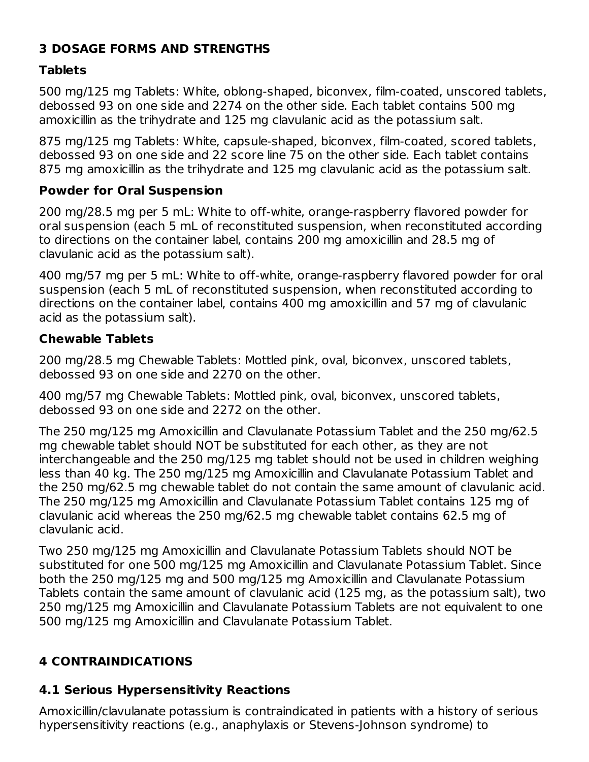## 3 DOSAGE FORMS AND STRENGTHS

### Tablets

500 mg/125 mg Tablets: White, oblong-shaped, biconvex, film-coated, unscored tablets, debossed 93 on one side and 2274 on the other side. Each tablet contains 500 mg amoxicillin as the trihydrate and 125 mg clavulanic acid as the potassium salt.

875 mg/125 mg Tablets: White, capsule-shaped, biconvex, film-coated, scored tablets, debossed 93 on one side and 22 score line 75 on the other side. Each tablet contains 875 mg amoxicillin as the trihydrate and 125 mg clavulanic acid as the potassium salt.

### Powder for Oral Suspension

200 mg/28.5 mg per 5 mL: White to off-white, orange-raspberry flavored powder for oral suspension (each 5 mL of reconstituted suspension, when reconstituted according to directions on the container label, contains 200 mg amoxicillin and 28.5 mg of clavulanic acid as the potassium salt).

400 mg/57 mg per 5 mL: White to off-white, orange-raspberry flavored powder for oral suspension (each 5 mL of reconstituted suspension, when reconstituted according to directions on the container label, contains 400 mg amoxicillin and 57 mg of clavulanic acid as the potassium salt).

### Chewable Tablets

200 mg/28.5 mg Chewable Tablets: Mottled pink, oval, biconvex, unscored tablets, debossed 93 on one side and 2270 on the other.

400 mg/57 mg Chewable Tablets: Mottled pink, oval, biconvex, unscored tablets, debossed 93 on one side and 2272 on the other.

The 250 mg/125 mg Amoxicillin and Clavulanate Potassium Tablet and the 250 mg/62.5 mg chewable tablet should NOT be substituted for each other, as they are not interchangeable and the 250 mg/125 mg tablet should not be used in children weighing less than 40 kg. The 250 mg/125 mg Amoxicillin and Clavulanate Potassium Tablet and the 250 mg/62.5 mg chewable tablet do not contain the same amount of clavulanic acid. The 250 mg/125 mg Amoxicillin and Clavulanate Potassium Tablet contains 125 mg of clavulanic acid whereas the 250 mg/62.5 mg chewable tablet contains 62.5 mg of clavulanic acid.

Two 250 mg/125 mg Amoxicillin and Clavulanate Potassium Tablets should NOT be substituted for one 500 mg/125 mg Amoxicillin and Clavulanate Potassium Tablet. Since both the 250 mg/125 mg and 500 mg/125 mg Amoxicillin and Clavulanate Potassium Tablets contain the same amount of clavulanic acid (125 mg, as the potassium salt), two 250 mg/125 mg Amoxicillin and Clavulanate Potassium Tablets are not equivalent to one 500 mg/125 mg Amoxicillin and Clavulanate Potassium Tablet.

## 4 CONTRAINDICATIONS

### 4.1 Serious Hypersensitivity Reactions

Amoxicillin/clavulanate potassium is contraindicated in patients with a history of serious hypersensitivity reactions (e.g., anaphylaxis or Stevens-Johnson syndrome) to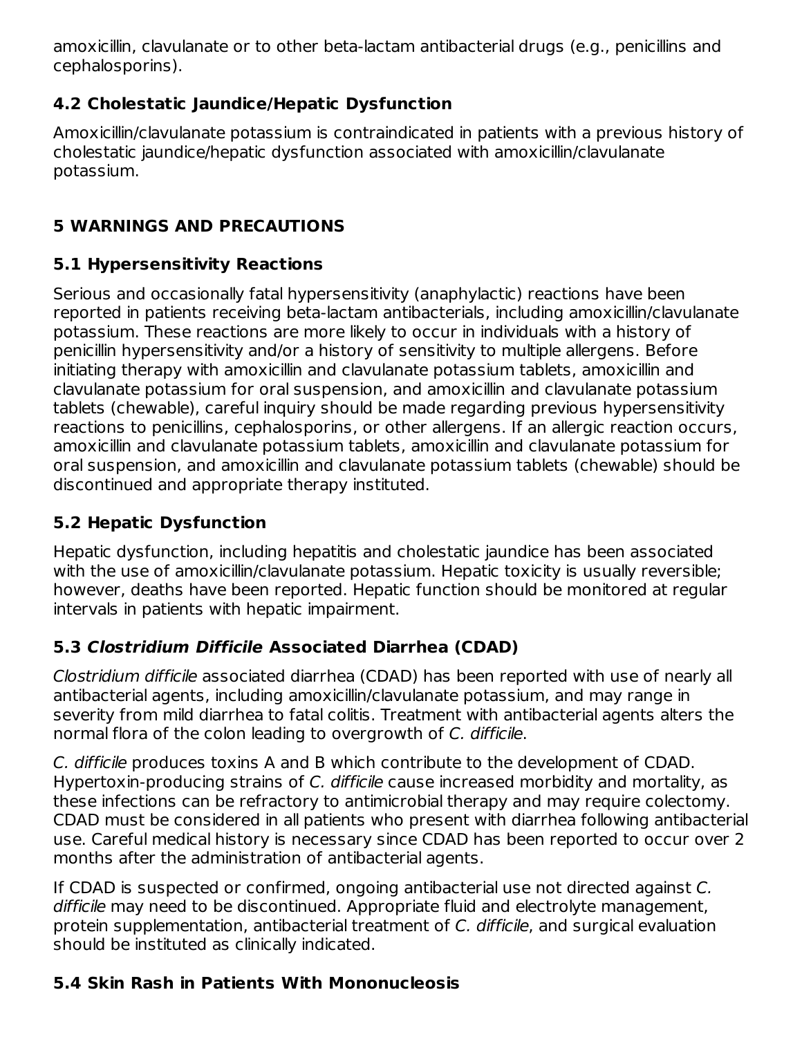amoxicillin, clavulanate or to other beta-lactam antibacterial drugs (e.g., penicillins and cephalosporins).

### 4.2 Cholestatic Jaundice/Hepatic Dysfunction

Amoxicillin/clavulanate potassium is contraindicated in patients with a previous history of cholestatic jaundice/hepatic dysfunction associated with amoxicillin/clavulanate potassium.

## 5 WARNINGS AND PRECAUTIONS

### 5.1 Hypersensitivity Reactions

Serious and occasionally fatal hypersensitivity (anaphylactic) reactions have been reported in patients receiving beta-lactam antibacterials, including amoxicillin/clavulanate potassium. These reactions are more likely to occur in individuals with a history of penicillin hypersensitivity and/or a history of sensitivity to multiple allergens. Before initiating therapy with amoxicillin and clavulanate potassium tablets, amoxicillin and clavulanate potassium for oral suspension, and amoxicillin and clavulanate potassium tablets (chewable), careful inquiry should be made regarding previous hypersensitivity reactions to penicillins, cephalosporins, or other allergens. If an allergic reaction occurs, amoxicillin and clavulanate potassium tablets, amoxicillin and clavulanate potassium for oral suspension, and amoxicillin and clavulanate potassium tablets (chewable) should be discontinued and appropriate therapy instituted.

### 5.2 Hepatic Dysfunction

Hepatic dysfunction, including hepatitis and cholestatic jaundice has been associated with the use of amoxicillin/clavulanate potassium. Hepatic toxicity is usually reversible; however, deaths have been reported. Hepatic function should be monitored at regular intervals in patients with hepatic impairment.

### 5.3 *Clostridium Difficile* Associated Diarrhea (CDAD)

*Clostridium difficile* associated diarrhea (CDAD) has been reported with use of nearly all antibacterial agents, including amoxicillin/clavulanate potassium, and may range in severity from mild diarrhea to fatal colitis. Treatment with antibacterial agents alters the normal flora of the colon leading to overgrowth of *C. difficile*.

*C. difficile* produces toxins A and B which contribute to the development of CDAD. Hypertoxin-producing strains of *C. difficile* cause increased morbidity and mortality, as these infections can be refractory to antimicrobial therapy and may require colectomy. CDAD must be considered in all patients who present with diarrhea following antibacterial use. Careful medical history is necessary since CDAD has been reported to occur over 2 months after the administration of antibacterial agents.

If CDAD is suspected or confirmed, ongoing antibacterial use not directed against *C. difficile* may need to be discontinued. Appropriate fluid and electrolyte management, protein supplementation, antibacterial treatment of *C. difficile*, and surgical evaluation should be instituted as clinically indicated.

### 5.4 Skin Rash in Patients With Mononucleosis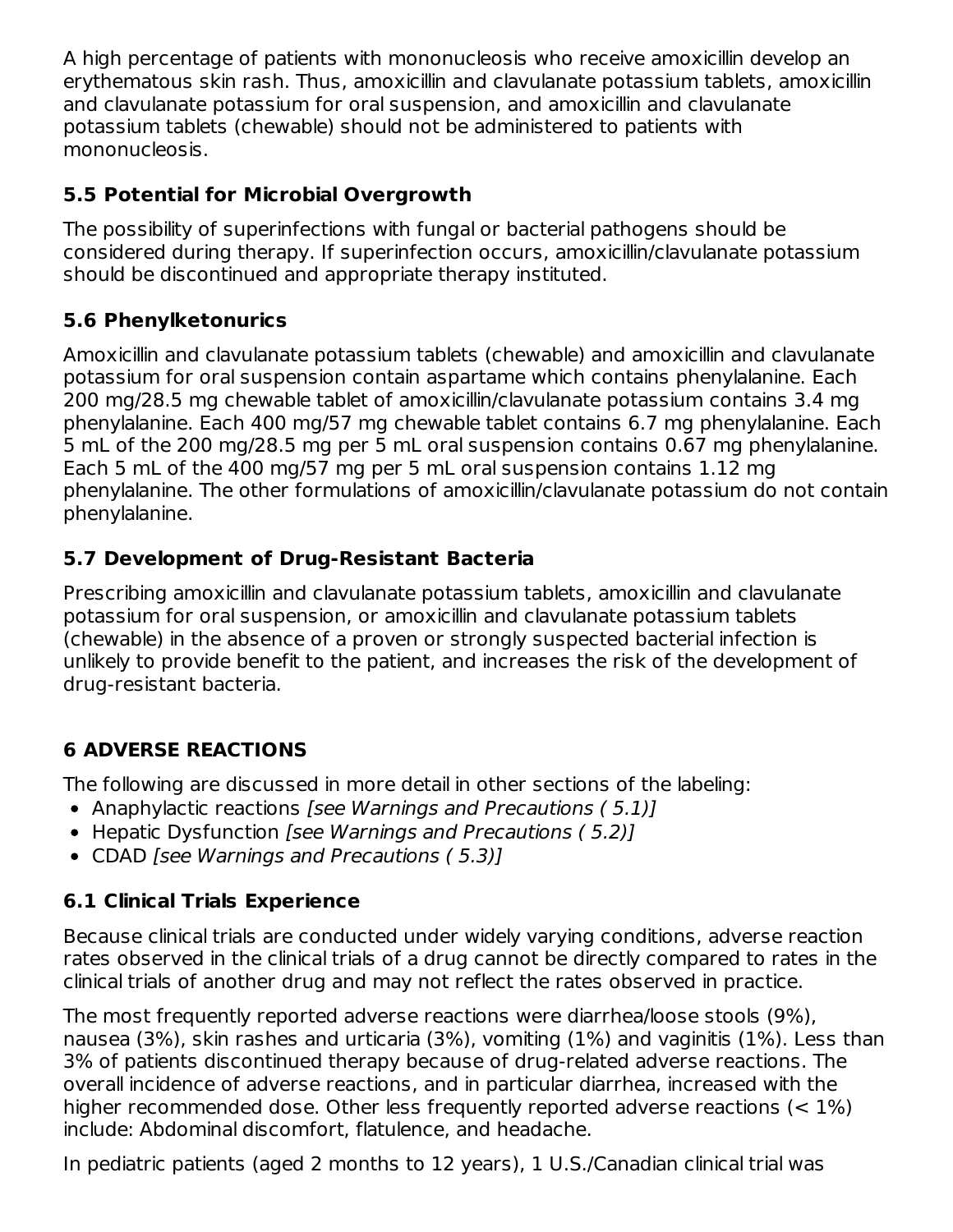A high percentage of patients with mononucleosis who receive amoxicillin develop an erythematous skin rash. Thus, amoxicillin and clavulanate potassium tablets, amoxicillin and clavulanate potassium for oral suspension, and amoxicillin and clavulanate potassium tablets (chewable) should not be administered to patients with mononucleosis.

### 5.5 Potential for Microbial Overgrowth

The possibility of superinfections with fungal or bacterial pathogens should be considered during therapy. If superinfection occurs, amoxicillin/clavulanate potassium should be discontinued and appropriate therapy instituted.

### 5.6 Phenylketonurics

Amoxicillin and clavulanate potassium tablets (chewable) and amoxicillin and clavulanate potassium for oral suspension contain aspartame which contains phenylalanine. Each 200 mg/28.5 mg chewable tablet of amoxicillin/clavulanate potassium contains 3.4 mg phenylalanine. Each 400 mg/57 mg chewable tablet contains 6.7 mg phenylalanine. Each 5 mL of the 200 mg/28.5 mg per 5 mL oral suspension contains 0.67 mg phenylalanine. Each 5 mL of the 400 mg/57 mg per 5 mL oral suspension contains 1.12 mg phenylalanine. The other formulations of amoxicillin/clavulanate potassium do not contain phenylalanine.

### 5.7 Development of Drug-Resistant Bacteria

Prescribing amoxicillin and clavulanate potassium tablets, amoxicillin and clavulanate potassium for oral suspension, or amoxicillin and clavulanate potassium tablets (chewable) in the absence of a proven or strongly suspected bacterial infection is unlikely to provide benefit to the patient, and increases the risk of the development of drug-resistant bacteria.

## 6 ADVERSE REACTIONS

The following are discussed in more detail in other sections of the labeling:

- Anaphylactic reactions *[see Warnings and Precautions ( 5.1)]*
- Hepatic Dysfunction *[see Warnings and Precautions ( 5.2)]*
- CDAD *[see Warnings and Precautions ( 5.3)]*

### 6.1 Clinical Trials Experience

Because clinical trials are conducted under widely varying conditions, adverse reaction rates observed in the clinical trials of a drug cannot be directly compared to rates in the clinical trials of another drug and may not reflect the rates observed in practice.

The most frequently reported adverse reactions were diarrhea/loose stools (9%), nausea (3%), skin rashes and urticaria (3%), vomiting (1%) and vaginitis (1%). Less than 3% of patients discontinued therapy because of drug-related adverse reactions. The overall incidence of adverse reactions, and in particular diarrhea, increased with the higher recommended dose. Other less frequently reported adverse reactions (< 1%) include: Abdominal discomfort, flatulence, and headache.

In pediatric patients (aged 2 months to 12 years), 1 U.S./Canadian clinical trial was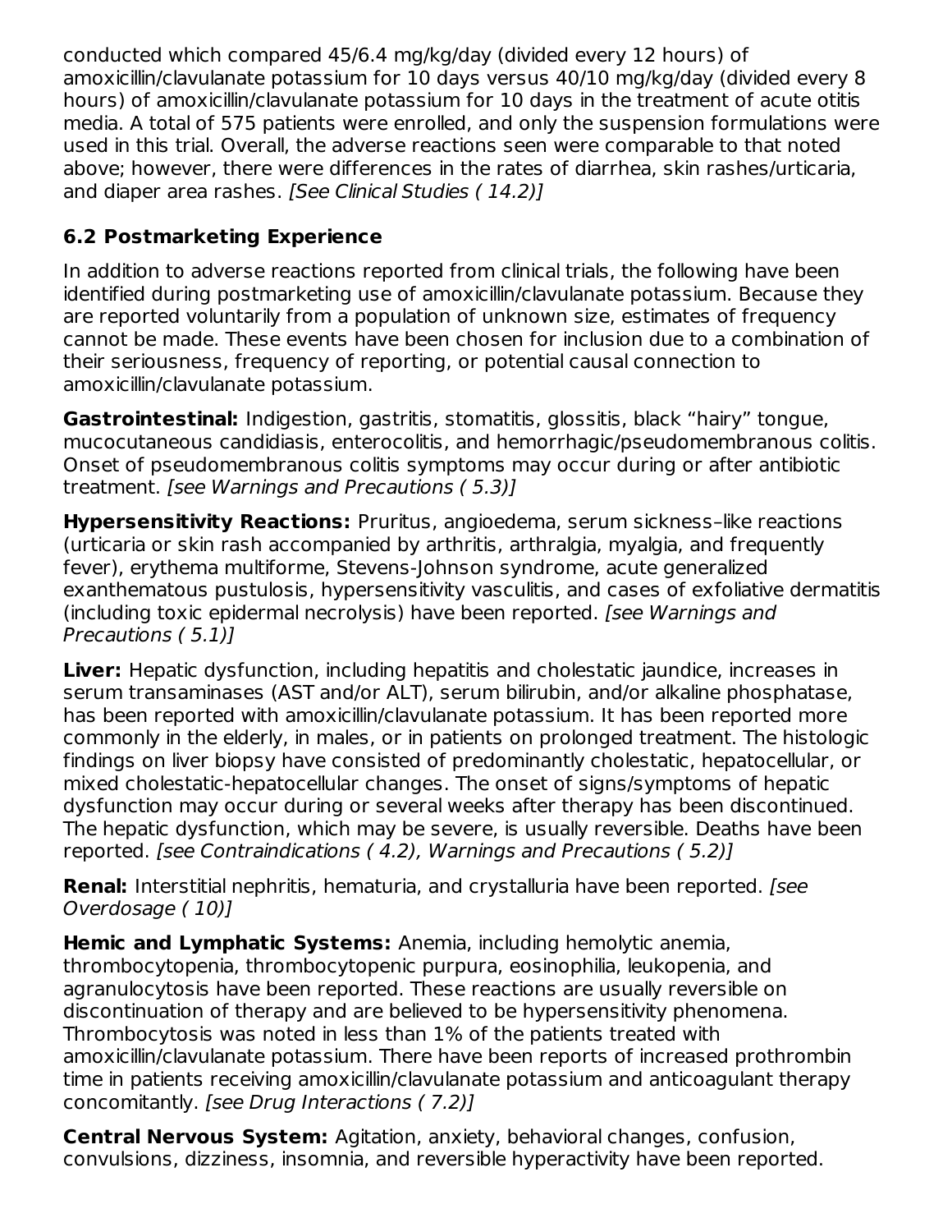conducted which compared 45/6.4 mg/kg/day (divided every 12 hours) of amoxicillin/clavulanate potassium for 10 days versus 40/10 mg/kg/day (divided every 8 hours) of amoxicillin/clavulanate potassium for 10 days in the treatment of acute otitis media. A total of 575 patients were enrolled, and only the suspension formulations were used in this trial. Overall, the adverse reactions seen were comparable to that noted above; however, there were differences in the rates of diarrhea, skin rashes/urticaria, and diaper area rashes. *[See Clinical Studies ( 14.2)]*

## 6.2 Postmarketing Experience

In addition to adverse reactions reported from clinical trials, the following have been identified during postmarketing use of amoxicillin/clavulanate potassium. Because they are reported voluntarily from a population of unknown size, estimates of frequency cannot be made. These events have been chosen for inclusion due to a combination of their seriousness, frequency of reporting, or potential causal connection to amoxicillin/clavulanate potassium.

**Gastrointestinal:** Indigestion, gastritis, stomatitis, glossitis, black “hairy” tongue, mucocutaneous candidiasis, enterocolitis, and hemorrhagic/pseudomembranous colitis. Onset of pseudomembranous colitis symptoms may occur during or after antibiotic treatment. *[see Warnings and Precautions ( 5.3)]*

**Hypersensitivity Reactions:** Pruritus, angioedema, serum sickness–like reactions (urticaria or skin rash accompanied by arthritis, arthralgia, myalgia, and frequently fever), erythema multiforme, Stevens-Johnson syndrome, acute generalized exanthematous pustulosis, hypersensitivity vasculitis, and cases of exfoliative dermatitis (including toxic epidermal necrolysis) have been reported. *[see Warnings and Precautions ( 5.1)]*

**Liver:** Hepatic dysfunction, including hepatitis and cholestatic jaundice, increases in serum transaminases (AST and/or ALT), serum bilirubin, and/or alkaline phosphatase, has been reported with amoxicillin/clavulanate potassium. It has been reported more commonly in the elderly, in males, or in patients on prolonged treatment. The histologic findings on liver biopsy have consisted of predominantly cholestatic, hepatocellular, or mixed cholestatic-hepatocellular changes. The onset of signs/symptoms of hepatic dysfunction may occur during or several weeks after therapy has been discontinued. The hepatic dysfunction, which may be severe, is usually reversible. Deaths have been reported. *[see Contraindications ( 4.2), Warnings and Precautions ( 5.2)]*

**Renal:** Interstitial nephritis, hematuria, and crystalluria have been reported. *[see Overdosage ( 10)]*

**Hemic and Lymphatic Systems:** Anemia, including hemolytic anemia, thrombocytopenia, thrombocytopenic purpura, eosinophilia, leukopenia, and agranulocytosis have been reported. These reactions are usually reversible on discontinuation of therapy and are believed to be hypersensitivity phenomena. Thrombocytosis was noted in less than 1% of the patients treated with amoxicillin/clavulanate potassium. There have been reports of increased prothrombin time in patients receiving amoxicillin/clavulanate potassium and anticoagulant therapy concomitantly. *[see Drug Interactions ( 7.2)]*

**Central Nervous System:** Agitation, anxiety, behavioral changes, confusion, convulsions, dizziness, insomnia, and reversible hyperactivity have been reported.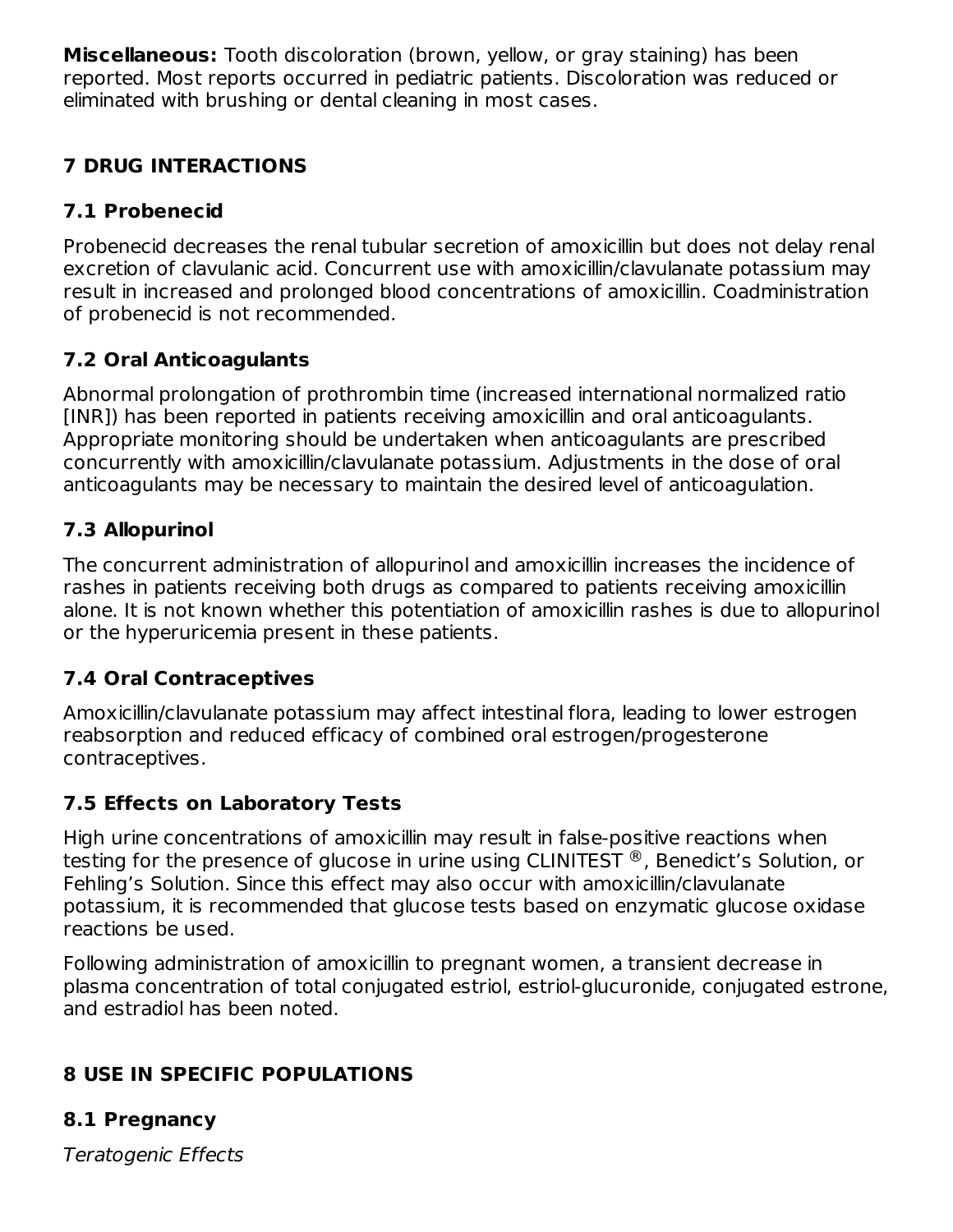**Miscellaneous:** Tooth discoloration (brown, yellow, or gray staining) has been reported. Most reports occurred in pediatric patients. Discoloration was reduced or eliminated with brushing or dental cleaning in most cases.

## 7 DRUG INTERACTIONS

### 7.1 Probenecid

Probenecid decreases the renal tubular secretion of amoxicillin but does not delay renal excretion of clavulanic acid. Concurrent use with amoxicillin/clavulanate potassium may result in increased and prolonged blood concentrations of amoxicillin. Coadministration of probenecid is not recommended.

### 7.2 Oral Anticoagulants

Abnormal prolongation of prothrombin time (increased international normalized ratio [INR]) has been reported in patients receiving amoxicillin and oral anticoagulants. Appropriate monitoring should be undertaken when anticoagulants are prescribed concurrently with amoxicillin/clavulanate potassium. Adjustments in the dose of oral anticoagulants may be necessary to maintain the desired level of anticoagulation.

### 7.3 Allopurinol

The concurrent administration of allopurinol and amoxicillin increases the incidence of rashes in patients receiving both drugs as compared to patients receiving amoxicillin alone. It is not known whether this potentiation of amoxicillin rashes is due to allopurinol or the hyperuricemia present in these patients.

### 7.4 Oral Contraceptives

Amoxicillin/clavulanate potassium may affect intestinal flora, leading to lower estrogen reabsorption and reduced efficacy of combined oral estrogen/progesterone contraceptives.

### 7.5 Effects on Laboratory Tests

High urine concentrations of amoxicillin may result in false-positive reactions when testing for the presence of glucose in urine using CLINITEST ®, Benedict's Solution, or Fehling's Solution. Since this effect may also occur with amoxicillin/clavulanate potassium, it is recommended that glucose tests based on enzymatic glucose oxidase reactions be used.

Following administration of amoxicillin to pregnant women, a transient decrease in plasma concentration of total conjugated estriol, estriol-glucuronide, conjugated estrone, and estradiol has been noted.

## 8 USE IN SPECIFIC POPULATIONS

### 8.1 Pregnancy

*Teratogenic Effects*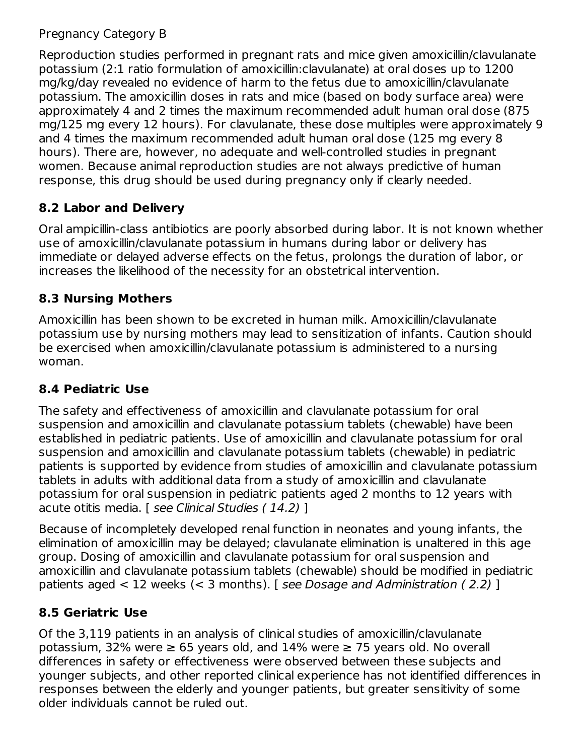Pregnancy Category B

Reproduction studies performed in pregnant rats and mice given amoxicillin/clavulanate potassium (2:1 ratio formulation of amoxicillin:clavulanate) at oral doses up to 1200 mg/kg/day revealed no evidence of harm to the fetus due to amoxicillin/clavulanate potassium. The amoxicillin doses in rats and mice (based on body surface area) were approximately 4 and 2 times the maximum recommended adult human oral dose (875 mg/125 mg every 12 hours). For clavulanate, these dose multiples were approximately 9 and 4 times the maximum recommended adult human oral dose (125 mg every 8 hours). There are, however, no adequate and well-controlled studies in pregnant women. Because animal reproduction studies are not always predictive of human response, this drug should be used during pregnancy only if clearly needed.

## 8.2 Labor and Delivery

Oral ampicillin-class antibiotics are poorly absorbed during labor. It is not known whether use of amoxicillin/clavulanate potassium in humans during labor or delivery has immediate or delayed adverse effects on the fetus, prolongs the duration of labor, or increases the likelihood of the necessity for an obstetrical intervention.

## 8.3 Nursing Mothers

Amoxicillin has been shown to be excreted in human milk. Amoxicillin/clavulanate potassium use by nursing mothers may lead to sensitization of infants. Caution should be exercised when amoxicillin/clavulanate potassium is administered to a nursing woman.

## 8.4 Pediatric Use

The safety and effectiveness of amoxicillin and clavulanate potassium for oral suspension and amoxicillin and clavulanate potassium tablets (chewable) have been established in pediatric patients. Use of amoxicillin and clavulanate potassium for oral suspension and amoxicillin and clavulanate potassium tablets (chewable) in pediatric patients is supported by evidence from studies of amoxicillin and clavulanate potassium tablets in adults with additional data from a study of amoxicillin and clavulanate potassium for oral suspension in pediatric patients aged 2 months to 12 years with acute otitis media. [ *see Clinical Studies ( 14.2)* ]

Because of incompletely developed renal function in neonates and young infants, the elimination of amoxicillin may be delayed; clavulanate elimination is unaltered in this age group. Dosing of amoxicillin and clavulanate potassium for oral suspension and amoxicillin and clavulanate potassium tablets (chewable) should be modified in pediatric patients aged < 12 weeks (< 3 months). [ *see Dosage and Administration ( 2.2)* ]

## 8.5 Geriatric Use

Of the 3,119 patients in an analysis of clinical studies of amoxicillin/clavulanate potassium, 32% were ≥ 65 years old, and 14% were ≥ 75 years old. No overall differences in safety or effectiveness were observed between these subjects and younger subjects, and other reported clinical experience has not identified differences in responses between the elderly and younger patients, but greater sensitivity of some older individuals cannot be ruled out.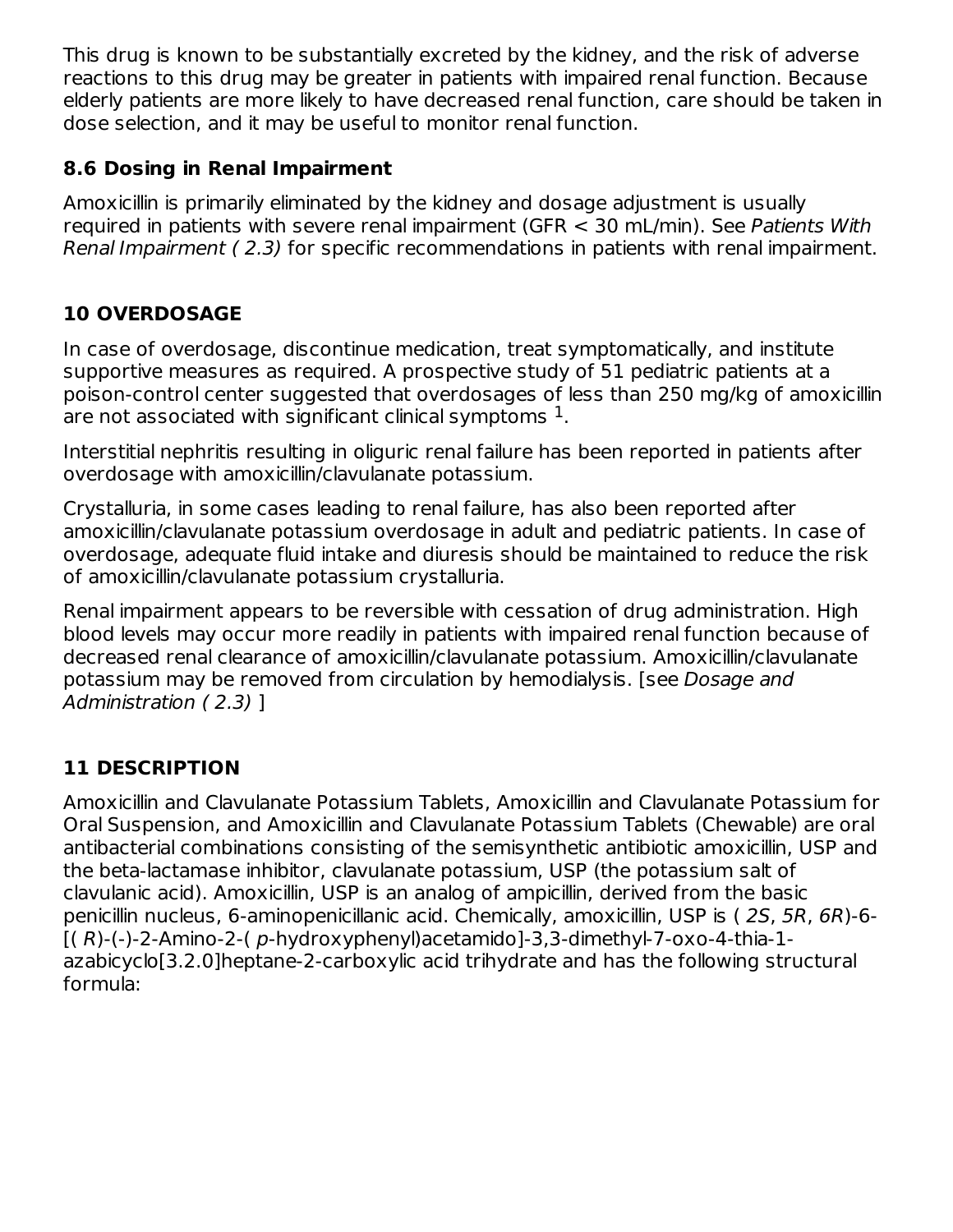This drug is known to be substantially excreted by the kidney, and the risk of adverse reactions to this drug may be greater in patients with impaired renal function. Because elderly patients are more likely to have decreased renal function, care should be taken in dose selection, and it may be useful to monitor renal function.

### 8.6 Dosing in Renal Impairment

Amoxicillin is primarily eliminated by the kidney and dosage adjustment is usually required in patients with severe renal impairment (GFR < 30 mL/min). See *Patients With Renal Impairment ( 2.3)* for specific recommendations in patients with renal impairment.

## 10 OVERDOSAGE

In case of overdosage, discontinue medication, treat symptomatically, and institute supportive measures as required. A prospective study of 51 pediatric patients at a poison-control center suggested that overdosages of less than 250 mg/kg of amoxicillin are not associated with significant clinical symptoms [1].

Interstitial nephritis resulting in oliguric renal failure has been reported in patients after overdosage with amoxicillin/clavulanate potassium.

Crystalluria, in some cases leading to renal failure, has also been reported after amoxicillin/clavulanate potassium overdosage in adult and pediatric patients. In case of overdosage, adequate fluid intake and diuresis should be maintained to reduce the risk of amoxicillin/clavulanate potassium crystalluria.

Renal impairment appears to be reversible with cessation of drug administration. High blood levels may occur more readily in patients with impaired renal function because of decreased renal clearance of amoxicillin/clavulanate potassium. Amoxicillin/clavulanate potassium may be removed from circulation by hemodialysis. [see *Dosage and Administration ( 2.3)* ]

## 11 DESCRIPTION

Amoxicillin and Clavulanate Potassium Tablets, Amoxicillin and Clavulanate Potassium for Oral Suspension, and Amoxicillin and Clavulanate Potassium Tablets (Chewable) are oral antibacterial combinations consisting of the semisynthetic antibiotic amoxicillin, USP and the beta-lactamase inhibitor, clavulanate potassium, USP (the potassium salt of clavulanic acid). Amoxicillin, USP is an analog of ampicillin, derived from the basic penicillin nucleus, 6-aminopenicillanic acid. Chemically, amoxicillin, USP is ( *2S*, *5R*, *6R*)-6-[( *R*)-(-)-2-Amino-2-( *p*-hydroxyphenyl)acetamido]-3,3-dimethyl-7-oxo-4-thia-1-azabicyclo[3.2.0]heptane-2-carboxylic acid trihydrate and has the following structural formula: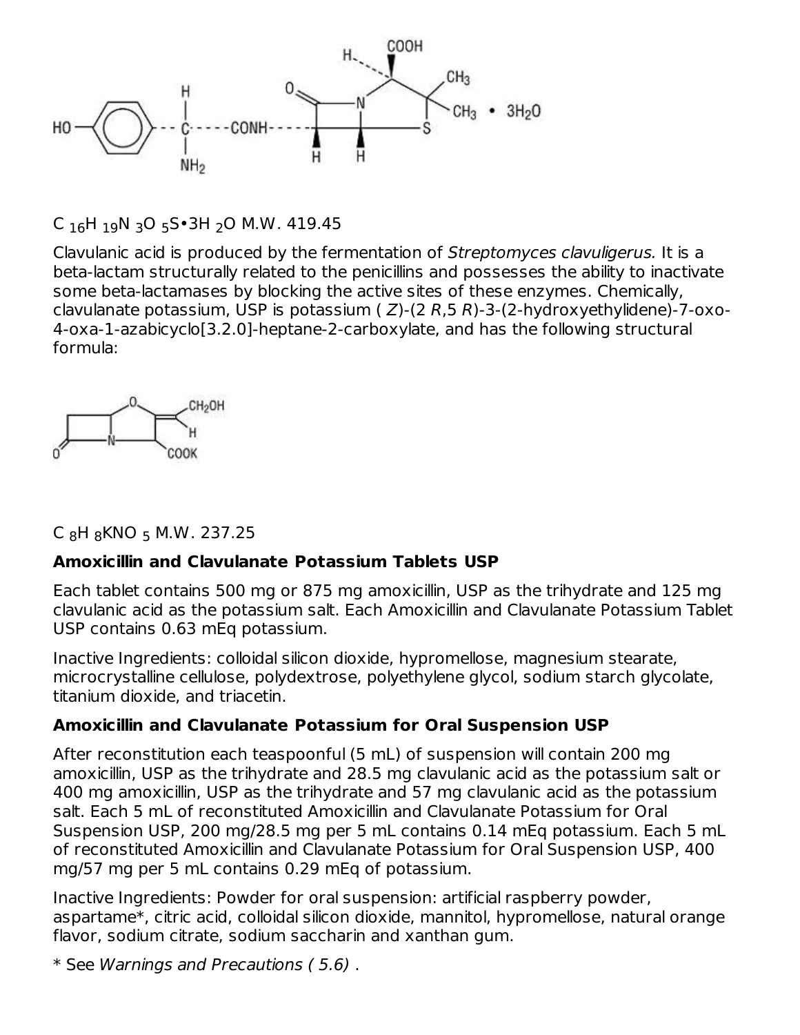$C_{16}H_{19}N_3O_5S{\bullet}3H_2O$ M.W. 419.45

Clavulanic acid is produced by the fermentation of *Streptomyces clavuligerus.* It is a beta-lactam structurally related to the penicillins and possesses the ability to inactivate some beta-lactamases by blocking the active sites of these enzymes. Chemically, clavulanate potassium, USP is potassium ( *Z*)-(2 *R*,5 *R*)-3-(2-hydroxyethylidene)-7-oxo-4-oxa-1-azabicyclo[3.2.0]-heptane-2-carboxylate, and has the following structural formula:

$C_8H_8KNO_5$ M.W. 237.25

**Amoxicillin and Clavulanate Potassium Tablets USP**

Each tablet contains 500 mg or 875 mg amoxicillin, USP as the trihydrate and 125 mg clavulanic acid as the potassium salt. Each Amoxicillin and Clavulanate Potassium Tablet USP contains 0.63 mEq potassium.

Inactive Ingredients: colloidal silicon dioxide, hypromellose, magnesium stearate, microcrystalline cellulose, polydextrose, polyethylene glycol, sodium starch glycolate, titanium dioxide, and triacetin.

**Amoxicillin and Clavulanate Potassium for Oral Suspension USP**

After reconstitution each teaspoonful (5 mL) of suspension will contain 200 mg amoxicillin, USP as the trihydrate and 28.5 mg clavulanic acid as the potassium salt or 400 mg amoxicillin, USP as the trihydrate and 57 mg clavulanic acid as the potassium salt. Each 5 mL of reconstituted Amoxicillin and Clavulanate Potassium for Oral Suspension USP, 200 mg/28.5 mg per 5 mL contains 0.14 mEq potassium. Each 5 mL of reconstituted Amoxicillin and Clavulanate Potassium for Oral Suspension USP, 400 mg/57 mg per 5 mL contains 0.29 mEq of potassium.

Inactive Ingredients: Powder for oral suspension: artificial raspberry powder, aspartame*, citric acid, colloidal silicon dioxide, mannitol, hypromellose, natural orange flavor, sodium citrate, sodium saccharin and xanthan gum.

* See *Warnings and Precautions ( 5.6)* .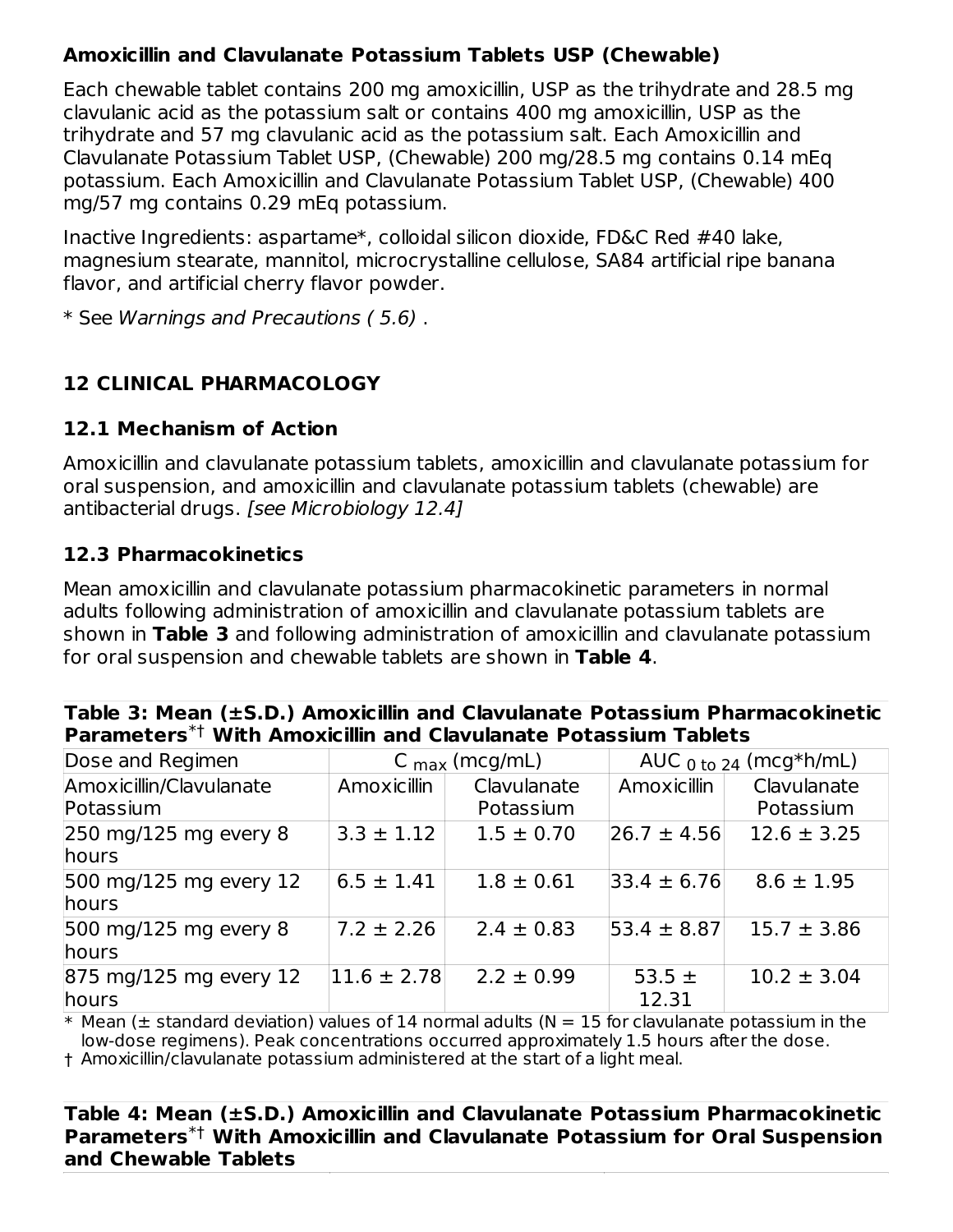**Amoxicillin and Clavulanate Potassium Tablets USP (Chewable)**

Each chewable tablet contains 200 mg amoxicillin, USP as the trihydrate and 28.5 mg clavulanic acid as the potassium salt or contains 400 mg amoxicillin, USP as the trihydrate and 57 mg clavulanic acid as the potassium salt. Each Amoxicillin and Clavulanate Potassium Tablet USP, (Chewable) 200 mg/28.5 mg contains 0.14 mEq potassium. Each Amoxicillin and Clavulanate Potassium Tablet USP, (Chewable) 400 mg/57 mg contains 0.29 mEq potassium.

Inactive Ingredients: aspartame*, colloidal silicon dioxide, FD&C Red #40 lake, magnesium stearate, mannitol, microcrystalline cellulose, SA84 artificial ripe banana flavor, and artificial cherry flavor powder.

* See *Warnings and Precautions ( 5.6)* .

## 12 CLINICAL PHARMACOLOGY

### 12.1 Mechanism of Action

Amoxicillin and clavulanate potassium tablets, amoxicillin and clavulanate potassium for oral suspension, and amoxicillin and clavulanate potassium tablets (chewable) are antibacterial drugs. *[see Microbiology 12.4]*

### 12.3 Pharmacokinetics

Mean amoxicillin and clavulanate potassium pharmacokinetic parameters in normal adults following administration of amoxicillin and clavulanate potassium tablets are shown in **Table 3** and following administration of amoxicillin and clavulanate potassium for oral suspension and chewable tablets are shown in **Table 4**.

**Table 3: Mean (±S.D.) Amoxicillin and Clavulanate Potassium Pharmacokinetic Parameters*† With Amoxicillin and Clavulanate Potassium Tablets**

| Dose and Regimen | $C_{max}$ (mcg/mL) | | $AUC_{0 \text{ to } 24}$ (mcg*h/mL) | |
|---|---|---|---|---|
| Amoxicillin/Clavulanate Potassium | Amoxicillin | Clavulanate Potassium | Amoxicillin | Clavulanate Potassium |
| 250 mg/125 mg every 8 hours | 3.3 ± 1.12 | 1.5 ± 0.70 | 26.7 ± 4.56 | 12.6 ± 3.25 |
| 500 mg/125 mg every 12 hours | 6.5 ± 1.41 | 1.8 ± 0.61 | 33.4 ± 6.76 | 8.6 ± 1.95 |
| 500 mg/125 mg every 8 hours | 7.2 ± 2.26 | 2.4 ± 0.83 | 53.4 ± 8.87 | 15.7 ± 3.86 |
| 875 mg/125 mg every 12 hours | 11.6 ± 2.78 | 2.2 ± 0.99 | 53.5 ± 12.31 | 10.2 ± 3.04 |

\* Mean (± standard deviation) values of 14 normal adults (N = 15 for clavulanate potassium in the low-dose regimens). Peak concentrations occurred approximately 1.5 hours after the dose.

† Amoxicillin/clavulanate potassium administered at the start of a light meal.

**Table 4: Mean (±S.D.) Amoxicillin and Clavulanate Potassium Pharmacokinetic Parameters*† With Amoxicillin and Clavulanate Potassium for Oral Suspension and Chewable Tablets**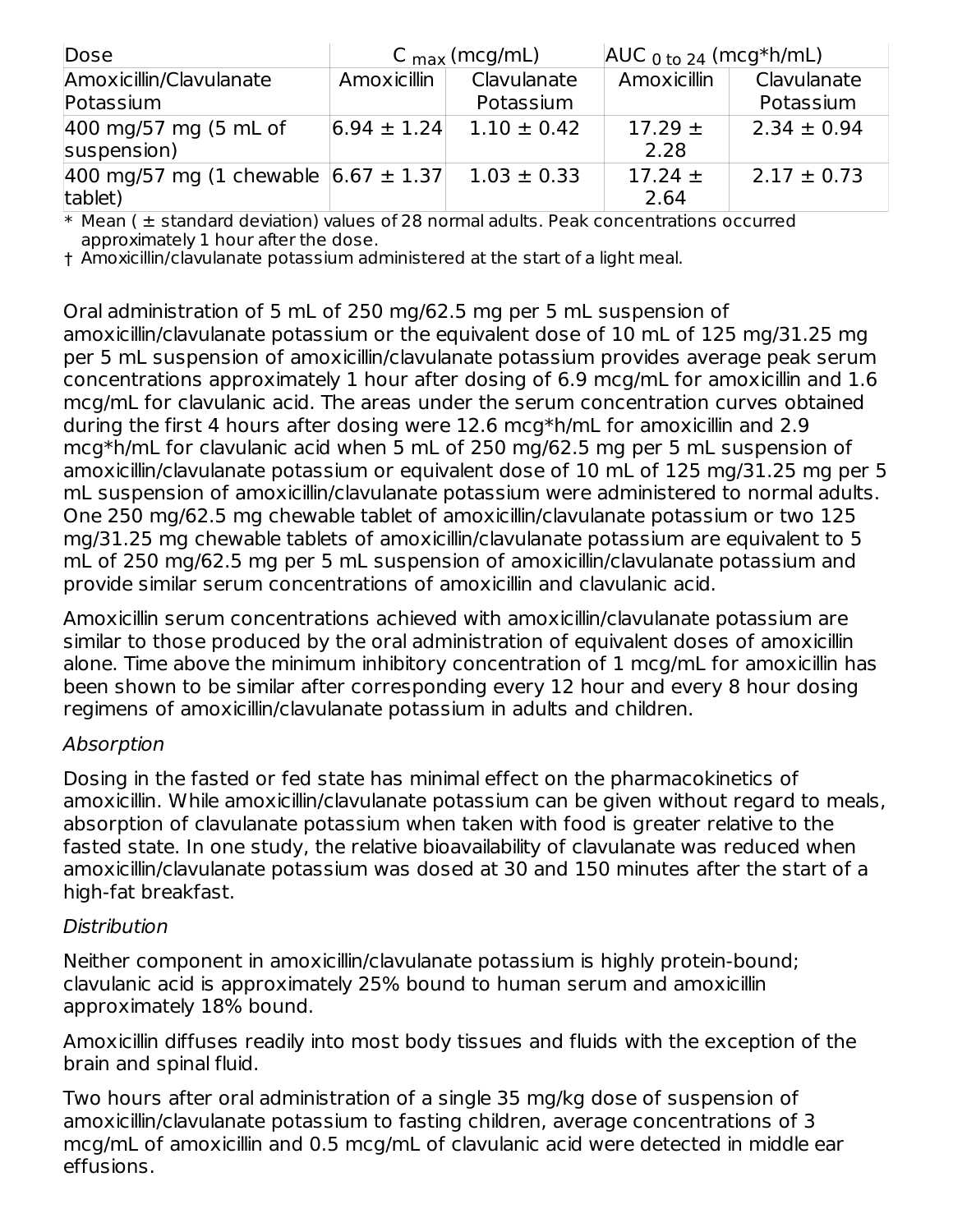| Dose | $C_{max}$ (mcg/mL) | | $AUC_{0\ to\ 24}$ (mcg*h/mL) | |
|---|---|---|---|---|
| Amoxicillin/Clavulanate Potassium | Amoxicillin | Clavulanate Potassium | Amoxicillin | Clavulanate Potassium |
| 400 mg/57 mg (5 mL of suspension) | 6.94 ± 1.24 | 1.10 ± 0.42 | 17.29 ± 2.28 | 2.34 ± 0.94 |
| 400 mg/57 mg (1 chewable tablet) | 6.67 ± 1.37 | 1.03 ± 0.33 | 17.24 ± 2.64 | 2.17 ± 0.73 |

\* Mean ( ± standard deviation) values of 28 normal adults. Peak concentrations occurred approximately 1 hour after the dose.

† Amoxicillin/clavulanate potassium administered at the start of a light meal.

Oral administration of 5 mL of 250 mg/62.5 mg per 5 mL suspension of amoxicillin/clavulanate potassium or the equivalent dose of 10 mL of 125 mg/31.25 mg per 5 mL suspension of amoxicillin/clavulanate potassium provides average peak serum concentrations approximately 1 hour after dosing of 6.9 mcg/mL for amoxicillin and 1.6 mcg/mL for clavulanic acid. The areas under the serum concentration curves obtained during the first 4 hours after dosing were 12.6 mcg*h/mL for amoxicillin and 2.9 mcg*h/mL for clavulanic acid when 5 mL of 250 mg/62.5 mg per 5 mL suspension of amoxicillin/clavulanate potassium or equivalent dose of 10 mL of 125 mg/31.25 mg per 5 mL suspension of amoxicillin/clavulanate potassium were administered to normal adults. One 250 mg/62.5 mg chewable tablet of amoxicillin/clavulanate potassium or two 125 mg/31.25 mg chewable tablets of amoxicillin/clavulanate potassium are equivalent to 5 mL of 250 mg/62.5 mg per 5 mL suspension of amoxicillin/clavulanate potassium and provide similar serum concentrations of amoxicillin and clavulanic acid.

Amoxicillin serum concentrations achieved with amoxicillin/clavulanate potassium are similar to those produced by the oral administration of equivalent doses of amoxicillin alone. Time above the minimum inhibitory concentration of 1 mcg/mL for amoxicillin has been shown to be similar after corresponding every 12 hour and every 8 hour dosing regimens of amoxicillin/clavulanate potassium in adults and children.

*Absorption*

Dosing in the fasted or fed state has minimal effect on the pharmacokinetics of amoxicillin. While amoxicillin/clavulanate potassium can be given without regard to meals, absorption of clavulanate potassium when taken with food is greater relative to the fasted state. In one study, the relative bioavailability of clavulanate was reduced when amoxicillin/clavulanate potassium was dosed at 30 and 150 minutes after the start of a high-fat breakfast.

*Distribution*

Neither component in amoxicillin/clavulanate potassium is highly protein-bound; clavulanic acid is approximately 25% bound to human serum and amoxicillin approximately 18% bound.

Amoxicillin diffuses readily into most body tissues and fluids with the exception of the brain and spinal fluid.

Two hours after oral administration of a single 35 mg/kg dose of suspension of amoxicillin/clavulanate potassium to fasting children, average concentrations of 3 mcg/mL of amoxicillin and 0.5 mcg/mL of clavulanic acid were detected in middle ear effusions.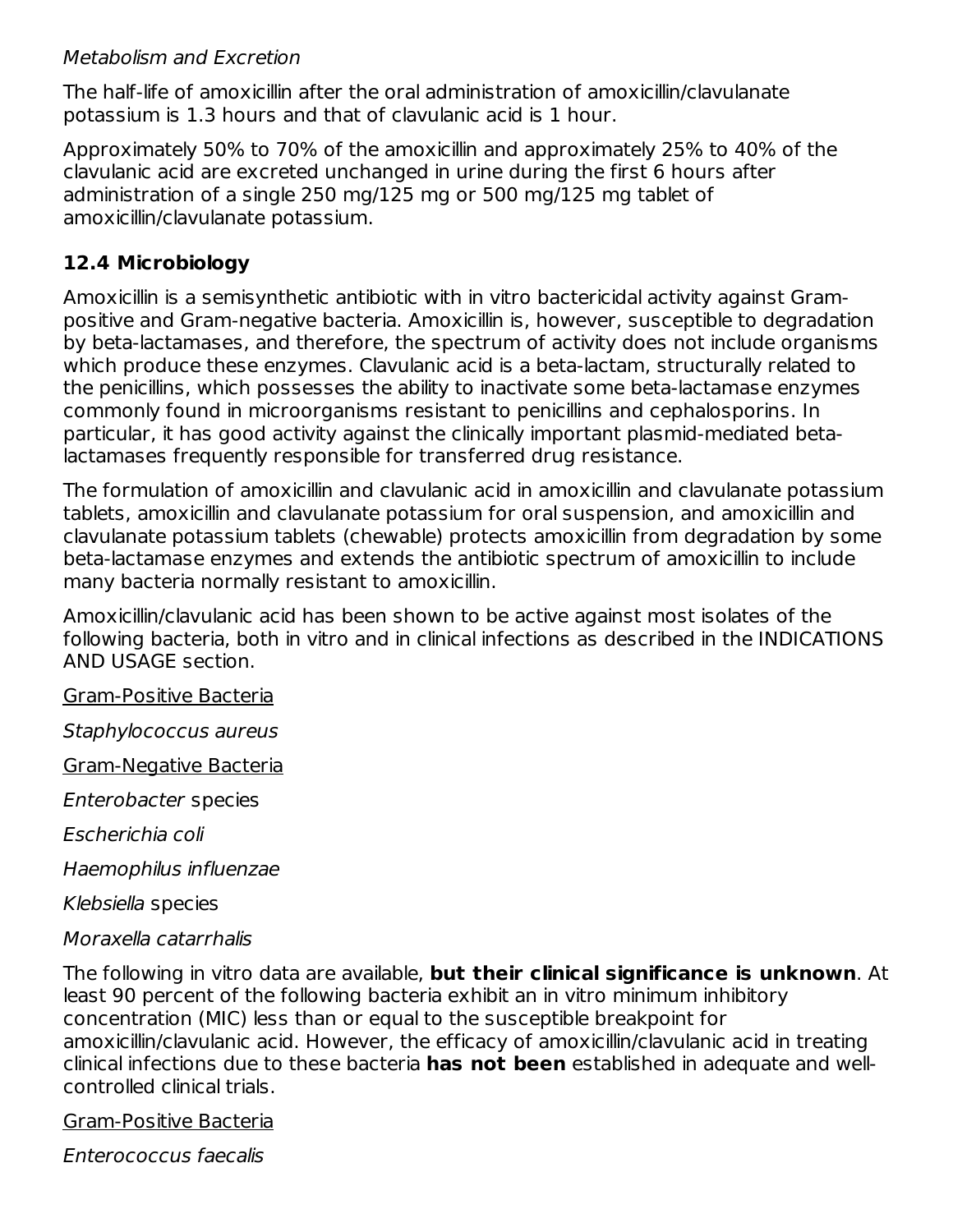*Metabolism and Excretion*

The half-life of amoxicillin after the oral administration of amoxicillin/clavulanate potassium is 1.3 hours and that of clavulanic acid is 1 hour.

Approximately 50% to 70% of the amoxicillin and approximately 25% to 40% of the clavulanic acid are excreted unchanged in urine during the first 6 hours after administration of a single 250 mg/125 mg or 500 mg/125 mg tablet of amoxicillin/clavulanate potassium.

## 12.4 Microbiology

Amoxicillin is a semisynthetic antibiotic with in vitro bactericidal activity against Gram-positive and Gram-negative bacteria. Amoxicillin is, however, susceptible to degradation by beta-lactamases, and therefore, the spectrum of activity does not include organisms which produce these enzymes. Clavulanic acid is a beta-lactam, structurally related to the penicillins, which possesses the ability to inactivate some beta-lactamase enzymes commonly found in microorganisms resistant to penicillins and cephalosporins. In particular, it has good activity against the clinically important plasmid-mediated beta-lactamases frequently responsible for transferred drug resistance.

The formulation of amoxicillin and clavulanic acid in amoxicillin and clavulanate potassium tablets, amoxicillin and clavulanate potassium for oral suspension, and amoxicillin and clavulanate potassium tablets (chewable) protects amoxicillin from degradation by some beta-lactamase enzymes and extends the antibiotic spectrum of amoxicillin to include many bacteria normally resistant to amoxicillin.

Amoxicillin/clavulanic acid has been shown to be active against most isolates of the following bacteria, both in vitro and in clinical infections as described in the INDICATIONS AND USAGE section.

<u>Gram-Positive Bacteria</u>

*Staphylococcus aureus*

<u>Gram-Negative Bacteria</u>

*Enterobacter* species

*Escherichia coli*

*Haemophilus influenzae*

*Klebsiella* species

*Moraxella catarrhalis*

The following in vitro data are available, **but their clinical significance is unknown**. At least 90 percent of the following bacteria exhibit an in vitro minimum inhibitory concentration (MIC) less than or equal to the susceptible breakpoint for amoxicillin/clavulanic acid. However, the efficacy of amoxicillin/clavulanic acid in treating clinical infections due to these bacteria **has not been** established in adequate and well-controlled clinical trials.

<u>Gram-Positive Bacteria</u>

*Enterococcus faecalis*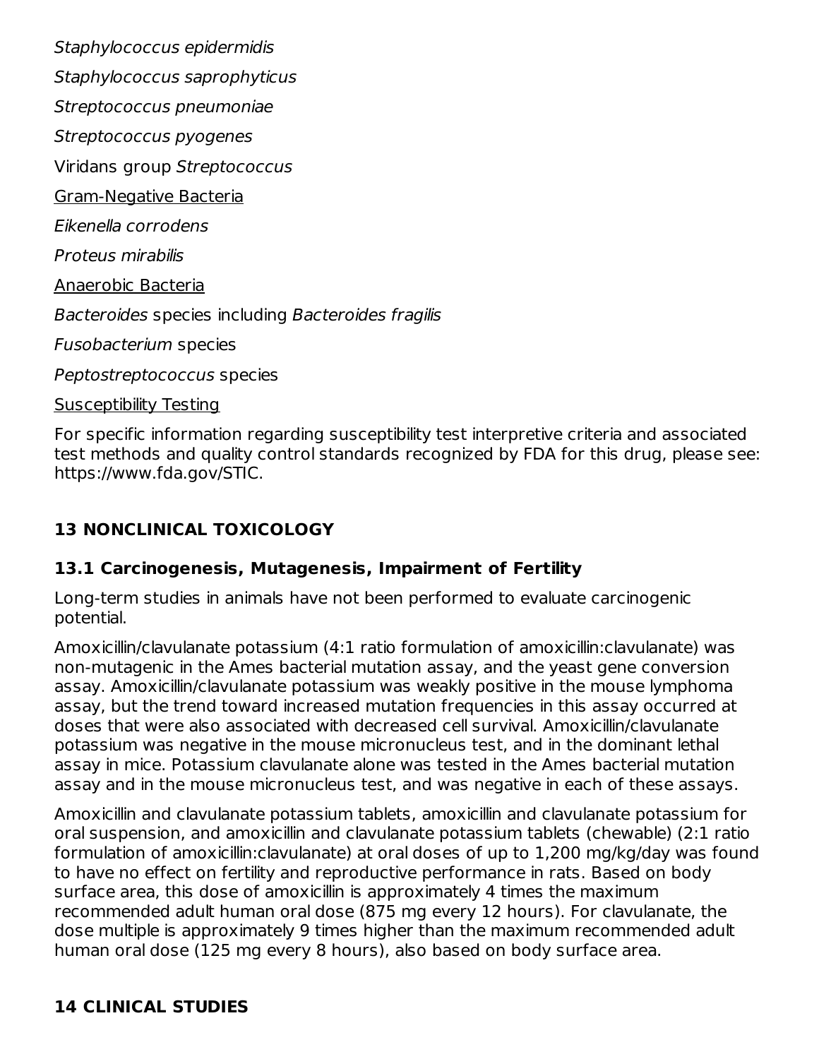*Staphylococcus epidermidis*

*Staphylococcus saprophyticus*

*Streptococcus pneumoniae*

*Streptococcus pyogenes*

Viridans group *Streptococcus*

Gram-Negative Bacteria

*Eikenella corrodens*

*Proteus mirabilis*

Anaerobic Bacteria

*Bacteroides* species including *Bacteroides fragilis*

*Fusobacterium* species

*Peptostreptococcus* species

Susceptibility Testing

For specific information regarding susceptibility test interpretive criteria and associated test methods and quality control standards recognized by FDA for this drug, please see: https://www.fda.gov/STIC.

## 13 NONCLINICAL TOXICOLOGY

### 13.1 Carcinogenesis, Mutagenesis, Impairment of Fertility

Long-term studies in animals have not been performed to evaluate carcinogenic potential.

Amoxicillin/clavulanate potassium (4:1 ratio formulation of amoxicillin:clavulanate) was non-mutagenic in the Ames bacterial mutation assay, and the yeast gene conversion assay. Amoxicillin/clavulanate potassium was weakly positive in the mouse lymphoma assay, but the trend toward increased mutation frequencies in this assay occurred at doses that were also associated with decreased cell survival. Amoxicillin/clavulanate potassium was negative in the mouse micronucleus test, and in the dominant lethal assay in mice. Potassium clavulanate alone was tested in the Ames bacterial mutation assay and in the mouse micronucleus test, and was negative in each of these assays.

Amoxicillin and clavulanate potassium tablets, amoxicillin and clavulanate potassium for oral suspension, and amoxicillin and clavulanate potassium tablets (chewable) (2:1 ratio formulation of amoxicillin:clavulanate) at oral doses of up to 1,200 mg/kg/day was found to have no effect on fertility and reproductive performance in rats. Based on body surface area, this dose of amoxicillin is approximately 4 times the maximum recommended adult human oral dose (875 mg every 12 hours). For clavulanate, the dose multiple is approximately 9 times higher than the maximum recommended adult human oral dose (125 mg every 8 hours), also based on body surface area.

## 14 CLINICAL STUDIES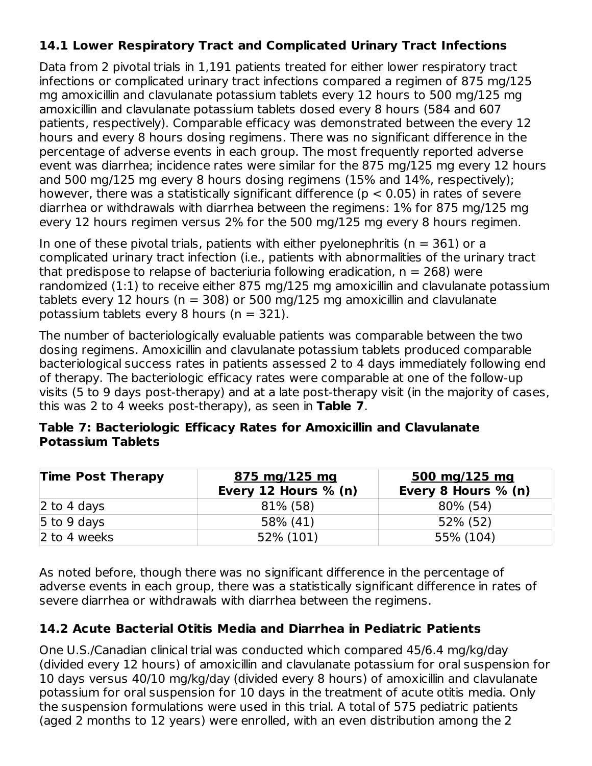### 14.1 Lower Respiratory Tract and Complicated Urinary Tract Infections

Data from 2 pivotal trials in 1,191 patients treated for either lower respiratory tract infections or complicated urinary tract infections compared a regimen of 875 mg/125 mg amoxicillin and clavulanate potassium tablets every 12 hours to 500 mg/125 mg amoxicillin and clavulanate potassium tablets dosed every 8 hours (584 and 607 patients, respectively). Comparable efficacy was demonstrated between the every 12 hours and every 8 hours dosing regimens. There was no significant difference in the percentage of adverse events in each group. The most frequently reported adverse event was diarrhea; incidence rates were similar for the 875 mg/125 mg every 12 hours and 500 mg/125 mg every 8 hours dosing regimens (15% and 14%, respectively); however, there was a statistically significant difference ($p < 0.05$) in rates of severe diarrhea or withdrawals with diarrhea between the regimens: 1% for 875 mg/125 mg every 12 hours regimen versus 2% for the 500 mg/125 mg every 8 hours regimen.

In one of these pivotal trials, patients with either pyelonephritis (n = 361) or a complicated urinary tract infection (i.e., patients with abnormalities of the urinary tract that predispose to relapse of bacteriuria following eradication, n = 268) were randomized (1:1) to receive either 875 mg/125 mg amoxicillin and clavulanate potassium tablets every 12 hours (n = 308) or 500 mg/125 mg amoxicillin and clavulanate potassium tablets every 8 hours (n = 321).

The number of bacteriologically evaluable patients was comparable between the two dosing regimens. Amoxicillin and clavulanate potassium tablets produced comparable bacteriological success rates in patients assessed 2 to 4 days immediately following end of therapy. The bacteriologic efficacy rates were comparable at one of the follow-up visits (5 to 9 days post-therapy) and at a late post-therapy visit (in the majority of cases, this was 2 to 4 weeks post-therapy), as seen in **Table 7**.

**Table 7: Bacteriologic Efficacy Rates for Amoxicillin and Clavulanate Potassium Tablets**

| Time Post Therapy | 875 mg/125 mg Every 12 Hours % (n) | 500 mg/125 mg Every 8 Hours % (n) |
|---|---|---|
| 2 to 4 days | 81% (58) | 80% (54) |
| 5 to 9 days | 58% (41) | 52% (52) |
| 2 to 4 weeks | 52% (101) | 55% (104) |

As noted before, though there was no significant difference in the percentage of adverse events in each group, there was a statistically significant difference in rates of severe diarrhea or withdrawals with diarrhea between the regimens.

### 14.2 Acute Bacterial Otitis Media and Diarrhea in Pediatric Patients

One U.S./Canadian clinical trial was conducted which compared 45/6.4 mg/kg/day (divided every 12 hours) of amoxicillin and clavulanate potassium for oral suspension for 10 days versus 40/10 mg/kg/day (divided every 8 hours) of amoxicillin and clavulanate potassium for oral suspension for 10 days in the treatment of acute otitis media. Only the suspension formulations were used in this trial. A total of 575 pediatric patients (aged 2 months to 12 years) were enrolled, with an even distribution among the 2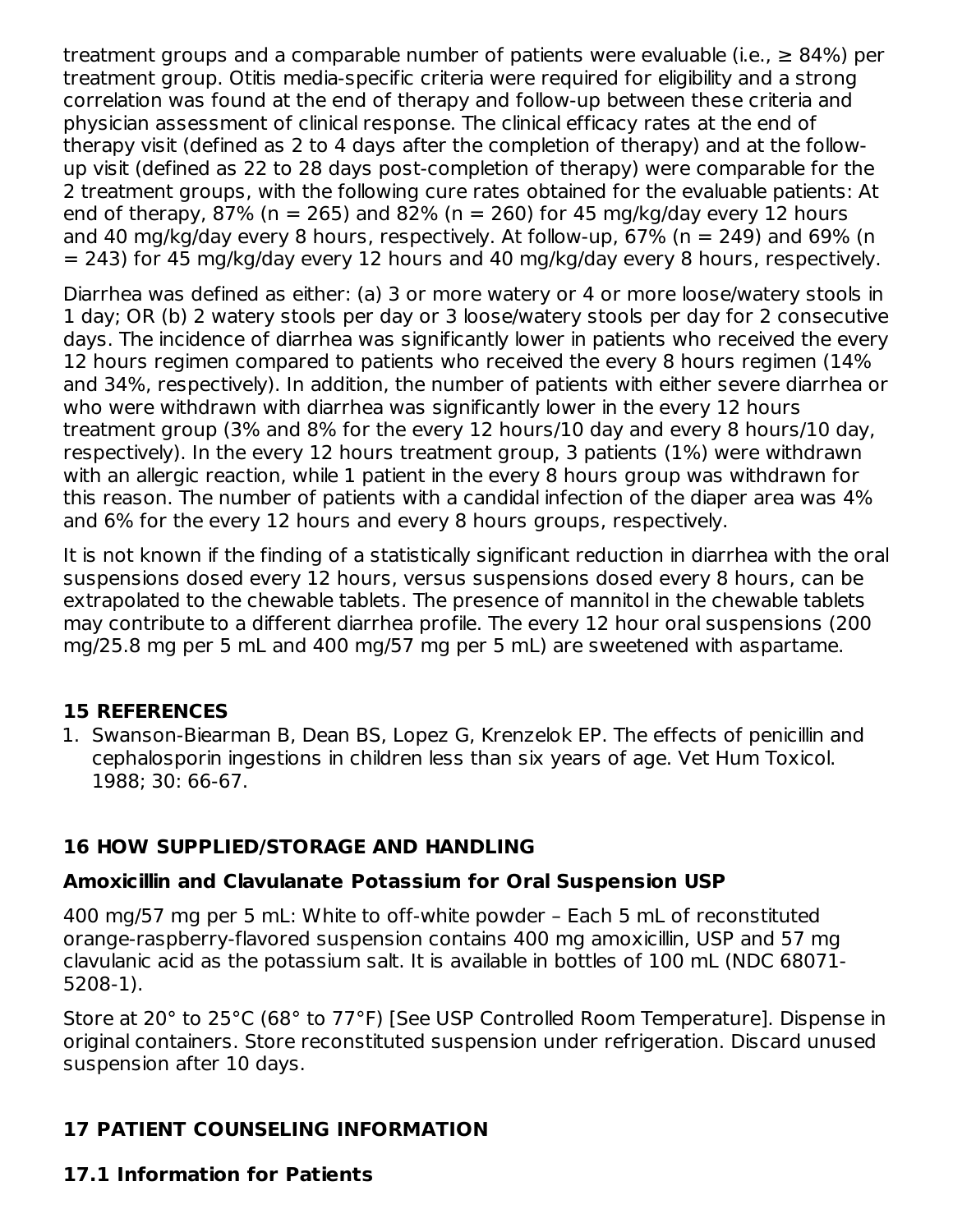treatment groups and a comparable number of patients were evaluable (i.e., ≥ 84%) per treatment group. Otitis media-specific criteria were required for eligibility and a strong correlation was found at the end of therapy and follow-up between these criteria and physician assessment of clinical response. The clinical efficacy rates at the end of therapy visit (defined as 2 to 4 days after the completion of therapy) and at the follow-up visit (defined as 22 to 28 days post-completion of therapy) were comparable for the 2 treatment groups, with the following cure rates obtained for the evaluable patients: At end of therapy, 87% (n = 265) and 82% (n = 260) for 45 mg/kg/day every 12 hours and 40 mg/kg/day every 8 hours, respectively. At follow-up, 67% (n = 249) and 69% (n = 243) for 45 mg/kg/day every 12 hours and 40 mg/kg/day every 8 hours, respectively.

Diarrhea was defined as either: (a) 3 or more watery or 4 or more loose/watery stools in 1 day; OR (b) 2 watery stools per day or 3 loose/watery stools per day for 2 consecutive days. The incidence of diarrhea was significantly lower in patients who received the every 12 hours regimen compared to patients who received the every 8 hours regimen (14% and 34%, respectively). In addition, the number of patients with either severe diarrhea or who were withdrawn with diarrhea was significantly lower in the every 12 hours treatment group (3% and 8% for the every 12 hours/10 day and every 8 hours/10 day, respectively). In the every 12 hours treatment group, 3 patients (1%) were withdrawn with an allergic reaction, while 1 patient in the every 8 hours group was withdrawn for this reason. The number of patients with a candidal infection of the diaper area was 4% and 6% for the every 12 hours and every 8 hours groups, respectively.

It is not known if the finding of a statistically significant reduction in diarrhea with the oral suspensions dosed every 12 hours, versus suspensions dosed every 8 hours, can be extrapolated to the chewable tablets. The presence of mannitol in the chewable tablets may contribute to a different diarrhea profile. The every 12 hour oral suspensions (200 mg/25.8 mg per 5 mL and 400 mg/57 mg per 5 mL) are sweetened with aspartame.

## 15 REFERENCES

1. Swanson-Biearman B, Dean BS, Lopez G, Krenzelok EP. The effects of penicillin and cephalosporin ingestions in children less than six years of age. Vet Hum Toxicol. 1988; 30: 66-67.

## 16 HOW SUPPLIED/STORAGE AND HANDLING

### Amoxicillin and Clavulanate Potassium for Oral Suspension USP

400 mg/57 mg per 5 mL: White to off-white powder – Each 5 mL of reconstituted orange-raspberry-flavored suspension contains 400 mg amoxicillin, USP and 57 mg clavulanic acid as the potassium salt. It is available in bottles of 100 mL (NDC 68071-5208-1).

Store at 20° to 25°C (68° to 77°F) [See USP Controlled Room Temperature]. Dispense in original containers. Store reconstituted suspension under refrigeration. Discard unused suspension after 10 days.

## 17 PATIENT COUNSELING INFORMATION

### 17.1 Information for Patients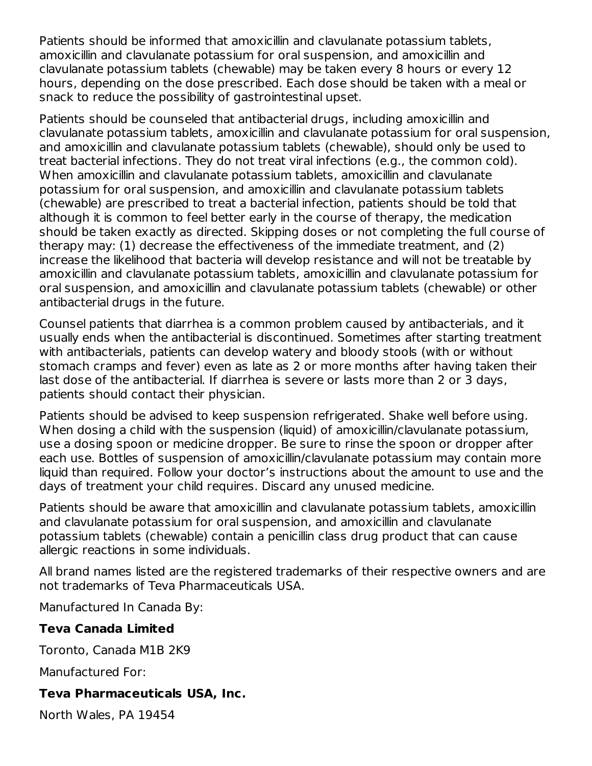Patients should be informed that amoxicillin and clavulanate potassium tablets, amoxicillin and clavulanate potassium for oral suspension, and amoxicillin and clavulanate potassium tablets (chewable) may be taken every 8 hours or every 12 hours, depending on the dose prescribed. Each dose should be taken with a meal or snack to reduce the possibility of gastrointestinal upset.

Patients should be counseled that antibacterial drugs, including amoxicillin and clavulanate potassium tablets, amoxicillin and clavulanate potassium for oral suspension, and amoxicillin and clavulanate potassium tablets (chewable), should only be used to treat bacterial infections. They do not treat viral infections (e.g., the common cold). When amoxicillin and clavulanate potassium tablets, amoxicillin and clavulanate potassium for oral suspension, and amoxicillin and clavulanate potassium tablets (chewable) are prescribed to treat a bacterial infection, patients should be told that although it is common to feel better early in the course of therapy, the medication should be taken exactly as directed. Skipping doses or not completing the full course of therapy may: (1) decrease the effectiveness of the immediate treatment, and (2) increase the likelihood that bacteria will develop resistance and will not be treatable by amoxicillin and clavulanate potassium tablets, amoxicillin and clavulanate potassium for oral suspension, and amoxicillin and clavulanate potassium tablets (chewable) or other antibacterial drugs in the future.

Counsel patients that diarrhea is a common problem caused by antibacterials, and it usually ends when the antibacterial is discontinued. Sometimes after starting treatment with antibacterials, patients can develop watery and bloody stools (with or without stomach cramps and fever) even as late as 2 or more months after having taken their last dose of the antibacterial. If diarrhea is severe or lasts more than 2 or 3 days, patients should contact their physician.

Patients should be advised to keep suspension refrigerated. Shake well before using. When dosing a child with the suspension (liquid) of amoxicillin/clavulanate potassium, use a dosing spoon or medicine dropper. Be sure to rinse the spoon or dropper after each use. Bottles of suspension of amoxicillin/clavulanate potassium may contain more liquid than required. Follow your doctor's instructions about the amount to use and the days of treatment your child requires. Discard any unused medicine.

Patients should be aware that amoxicillin and clavulanate potassium tablets, amoxicillin and clavulanate potassium for oral suspension, and amoxicillin and clavulanate potassium tablets (chewable) contain a penicillin class drug product that can cause allergic reactions in some individuals.

All brand names listed are the registered trademarks of their respective owners and are not trademarks of Teva Pharmaceuticals USA.

Manufactured In Canada By:

**Teva Canada Limited**

Toronto, Canada M1B 2K9

Manufactured For:

**Teva Pharmaceuticals USA, Inc.**

North Wales, PA 19454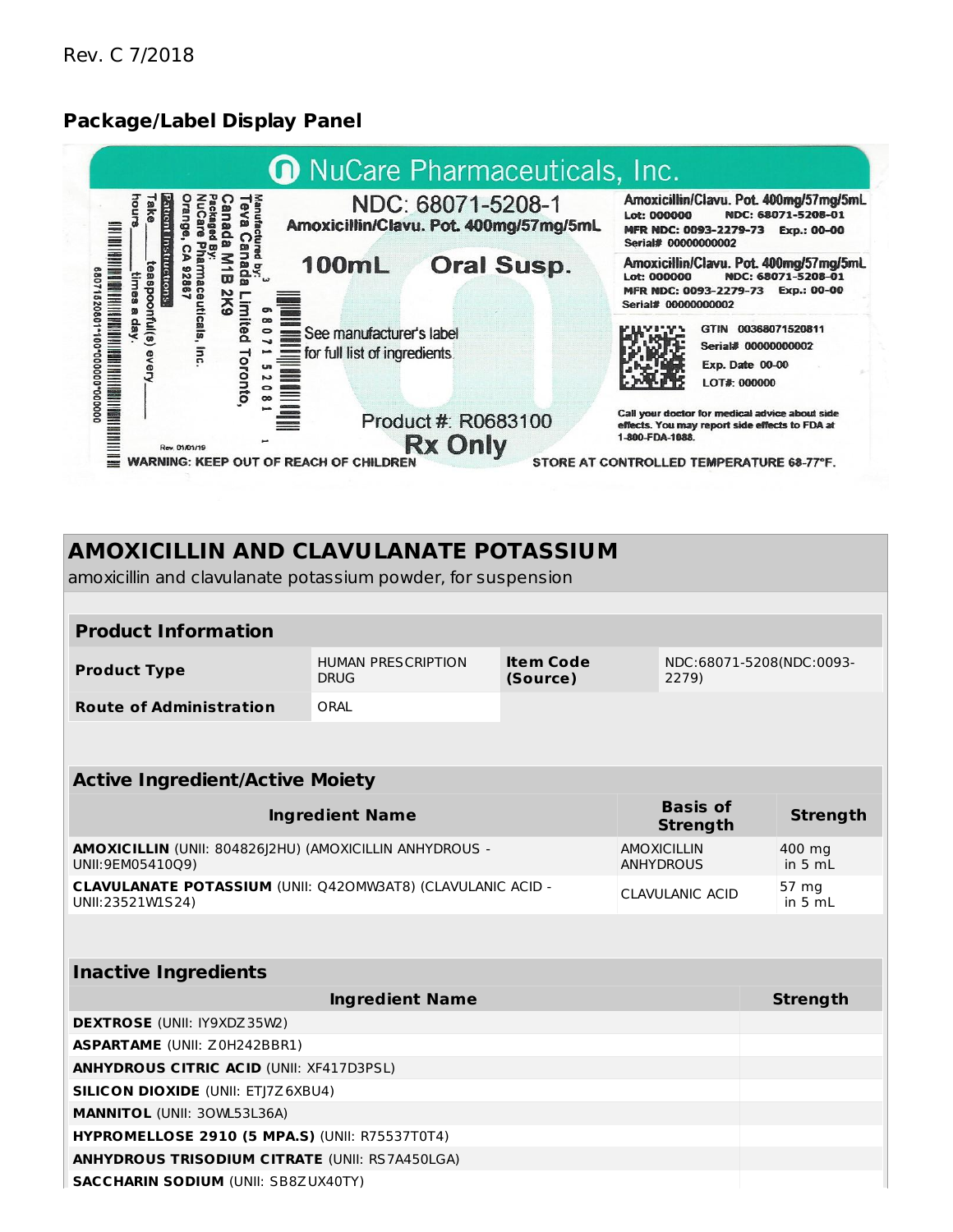Rev. C 7/2018

## Package/Label Display Panel

NuCare Pharmaceuticals, Inc.

NDC: 68071-5208-1

Amoxicillin/Clavu. Pot. 400mg/57mg/5mL

100mL Oral Susp.

See manufacturer's label for full list of ingredients.

Product #: R0683100

Rx Only

Manufactured by: Teva Canada Limited Toronto, Canada M1B 2K9

Packaged By: NuCare Pharmaceuticals, Inc. Orange, CA 92867

Patient Instructions: Take _____ teaspoonful(s) every _____ hours _____ times a day.

6807152081

68071520811*100*000000*000000

Rev. 01/01/19

Amoxicillin/Clavu. Pot. 400mg/57mg/5mL
Lot: 000000 NDC: 68071-5208-01
MFR NDC: 0093-2279-73 Exp.: 00-00
Serial# 00000000002

Amoxicillin/Clavu. Pot. 400mg/57mg/5mL
Lot: 000000 NDC: 68071-5208-01
MFR NDC: 0093-2279-73 Exp.: 00-00
Serial# 00000000002

GTIN 00368071520811
Serial# 00000000002
Exp. Date 00-00
LOT#: 000000

Call your doctor for medical advice about side effects. You may report side effects to FDA at 1-800-FDA-1088.

WARNING: KEEP OUT OF REACH OF CHILDREN

STORE AT CONTROLLED TEMPERATURE 68-77°F.

# AMOXICILLIN AND CLAVULANATE POTASSIUM

amoxicillin and clavulanate potassium powder, for suspension

| Product Information | | | |
|---|---|---|---|
| **Product Type** | HUMAN PRESCRIPTION DRUG | **Item Code (Source)** | NDC:68071-5208(NDC:0093-2279) |
| **Route of Administration** | ORAL | | |

| Active Ingredient/Active Moiety | | |
|---|---|---|
| **Ingredient Name** | **Basis of Strength** | **Strength** |
| **AMOXICILLIN** (UNII: 804826J2HU) (AMOXICILLIN ANHYDROUS - UNII:9EM05410Q9) | AMOXICILLIN ANHYDROUS | 400 mg in 5 mL |
| **CLAVULANATE POTASSIUM** (UNII: Q42OMW3AT8) (CLAVULANIC ACID - UNII:23521W1S24) | CLAVULANIC ACID | 57 mg in 5 mL |

| Inactive Ingredients | |
|---|---|
| **Ingredient Name** | **Strength** |
| **DEXTROSE** (UNII: IY9XDZ35W2) | |
| **ASPARTAME** (UNII: Z0H242BBR1) | |
| **ANHYDROUS CITRIC ACID** (UNII: XF417D3PSL) | |
| **SILICON DIOXIDE** (UNII: ETJ7Z6XBU4) | |
| **MANNITOL** (UNII: 3OWL53L36A) | |
| **HYPROMELLOSE 2910 (5 MPA.S)** (UNII: R75537T0T4) | |
| **ANHYDROUS TRISODIUM CITRATE** (UNII: RS7A450LGA) | |
| **SACCHARIN SODIUM** (UNII: SB8ZUX40TY) | |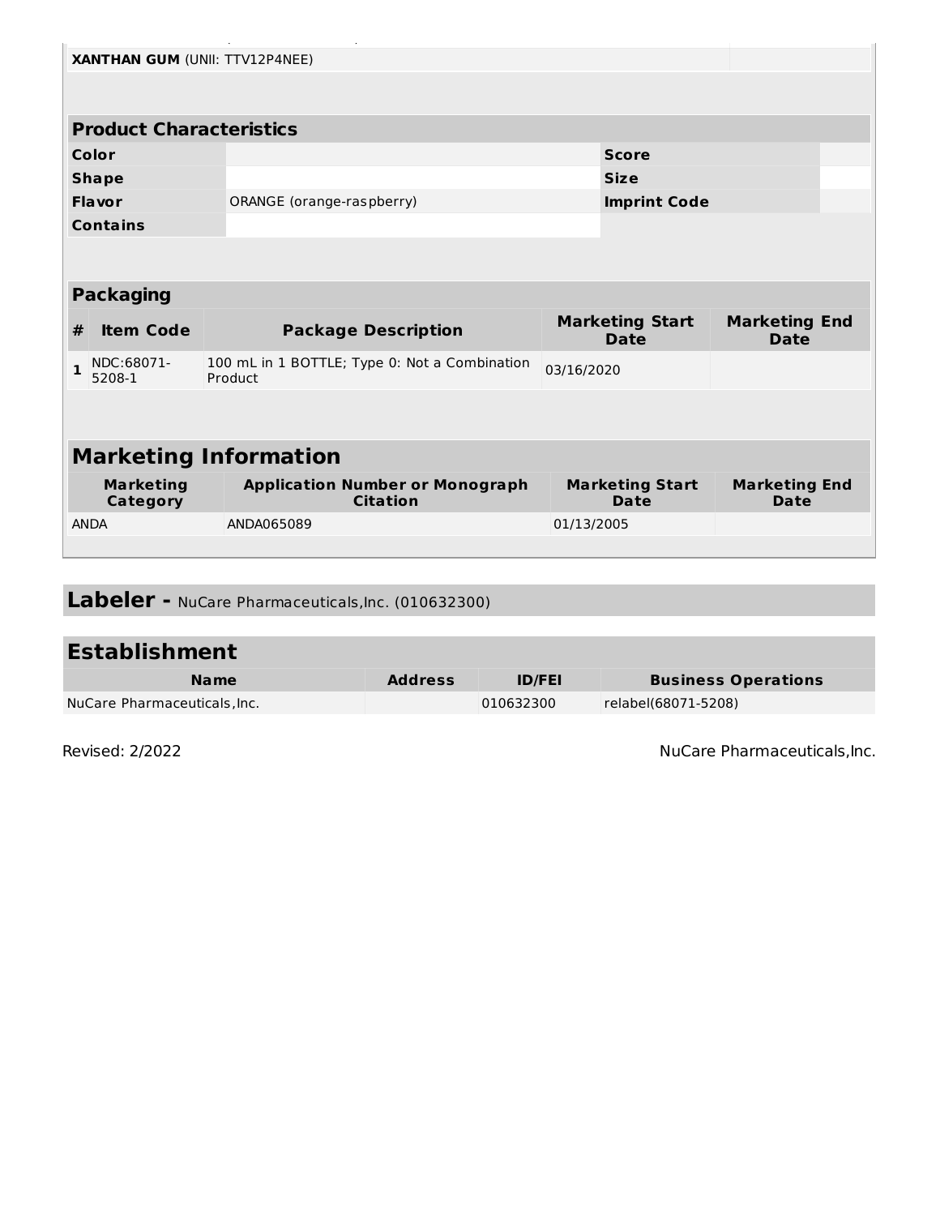| | |
|---|---|
| **XANTHAN GUM** (UNII: TTV12P4NEE) | |

| Product Characteristics | | | |
|---|---|---|---|
| **Color** | | **Score** | |
| **Shape** | | **Size** | |
| **Flavor** | ORANGE (orange-raspberry) | **Imprint Code** | |
| **Contains** | | | |

## Packaging

| # | Item Code | Package Description | Marketing Start Date | Marketing End Date |
|---|---|---|---|---|
| 1 | NDC:68071-5208-1 | 100 mL in 1 BOTTLE; Type 0: Not a Combination Product | 03/16/2020 | |

## Marketing Information

| Marketing Category | Application Number or Monograph Citation | Marketing Start Date | Marketing End Date |
|---|---|---|---|
| ANDA | ANDA065089 | 01/13/2005 | |

## Labeler - NuCare Pharmaceuticals,Inc. (010632300)

## Establishment

| Name | Address | ID/FEI | Business Operations |
|---|---|---|---|
| NuCare Pharmaceuticals,Inc. | | 010632300 | relabel(68071-5208) |

Revised: 2/2022

NuCare Pharmaceuticals,Inc.